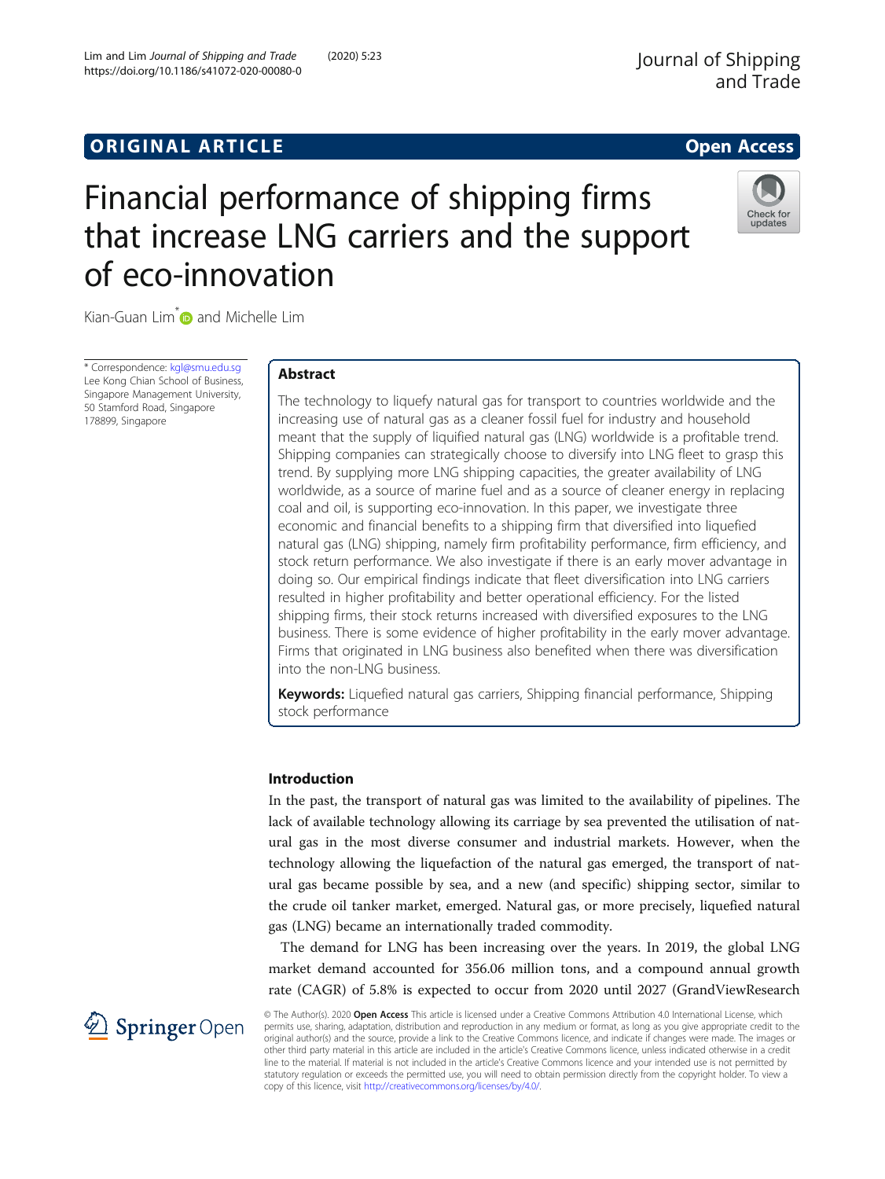ORIGINAL ARTICLE

Open Access

# Financial performance of shipping firms that increase LNG carriers and the support of eco-innovation

Kian-Guan Lim* and Michelle Lim

\* Correspondence: kgl@smu.edu.sg
Lee Kong Chian School of Business, Singapore Management University, 50 Stamford Road, Singapore 178899, Singapore

## Abstract

The technology to liquefy natural gas for transport to countries worldwide and the increasing use of natural gas as a cleaner fossil fuel for industry and household meant that the supply of liquified natural gas (LNG) worldwide is a profitable trend. Shipping companies can strategically choose to diversify into LNG fleet to grasp this trend. By supplying more LNG shipping capacities, the greater availability of LNG worldwide, as a source of marine fuel and as a source of cleaner energy in replacing coal and oil, is supporting eco-innovation. In this paper, we investigate three economic and financial benefits to a shipping firm that diversified into liquefied natural gas (LNG) shipping, namely firm profitability performance, firm efficiency, and stock return performance. We also investigate if there is an early mover advantage in doing so. Our empirical findings indicate that fleet diversification into LNG carriers resulted in higher profitability and better operational efficiency. For the listed shipping firms, their stock returns increased with diversified exposures to the LNG business. There is some evidence of higher profitability in the early mover advantage. Firms that originated in LNG business also benefited when there was diversification into the non-LNG business.

**Keywords:** Liquefied natural gas carriers, Shipping financial performance, Shipping stock performance

## Introduction

In the past, the transport of natural gas was limited to the availability of pipelines. The lack of available technology allowing its carriage by sea prevented the utilisation of natural gas in the most diverse consumer and industrial markets. However, when the technology allowing the liquefaction of the natural gas emerged, the transport of natural gas became possible by sea, and a new (and specific) shipping sector, similar to the crude oil tanker market, emerged. Natural gas, or more precisely, liquefied natural gas (LNG) became an internationally traded commodity.

The demand for LNG has been increasing over the years. In 2019, the global LNG market demand accounted for 356.06 million tons, and a compound annual growth rate (CAGR) of 5.8% is expected to occur from 2020 until 2027 (GrandViewResearch

© The Author(s). 2020 **Open Access** This article is licensed under a Creative Commons Attribution 4.0 International License, which permits use, sharing, adaptation, distribution and reproduction in any medium or format, as long as you give appropriate credit to the original author(s) and the source, provide a link to the Creative Commons licence, and indicate if changes were made. The images or other third party material in this article are included in the article's Creative Commons licence, unless indicated otherwise in a credit line to the material. If material is not included in the article's Creative Commons licence and your intended use is not permitted by statutory regulation or exceeds the permitted use, you will need to obtain permission directly from the copyright holder. To view a copy of this licence, visit http://creativecommons.org/licenses/by/4.0/.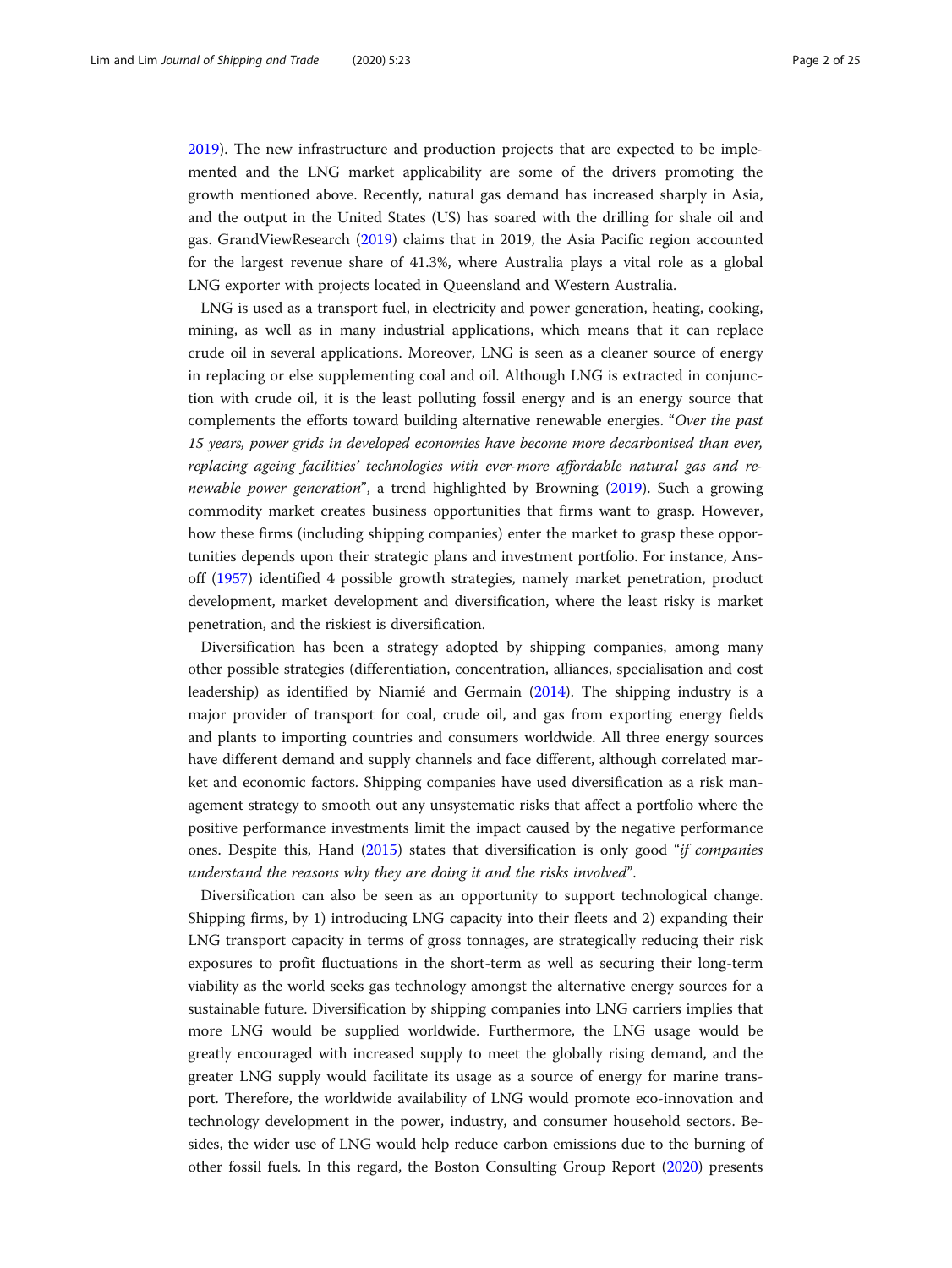2019). The new infrastructure and production projects that are expected to be implemented and the LNG market applicability are some of the drivers promoting the growth mentioned above. Recently, natural gas demand has increased sharply in Asia, and the output in the United States (US) has soared with the drilling for shale oil and gas. GrandViewResearch (2019) claims that in 2019, the Asia Pacific region accounted for the largest revenue share of 41.3%, where Australia plays a vital role as a global LNG exporter with projects located in Queensland and Western Australia.

LNG is used as a transport fuel, in electricity and power generation, heating, cooking, mining, as well as in many industrial applications, which means that it can replace crude oil in several applications. Moreover, LNG is seen as a cleaner source of energy in replacing or else supplementing coal and oil. Although LNG is extracted in conjunction with crude oil, it is the least polluting fossil energy and is an energy source that complements the efforts toward building alternative renewable energies. "*Over the past 15 years, power grids in developed economies have become more decarbonised than ever, replacing ageing facilities' technologies with ever-more affordable natural gas and renewable power generation*", a trend highlighted by Browning (2019). Such a growing commodity market creates business opportunities that firms want to grasp. However, how these firms (including shipping companies) enter the market to grasp these opportunities depends upon their strategic plans and investment portfolio. For instance, Ansoff (1957) identified 4 possible growth strategies, namely market penetration, product development, market development and diversification, where the least risky is market penetration, and the riskiest is diversification.

Diversification has been a strategy adopted by shipping companies, among many other possible strategies (differentiation, concentration, alliances, specialisation and cost leadership) as identified by Niamié and Germain (2014). The shipping industry is a major provider of transport for coal, crude oil, and gas from exporting energy fields and plants to importing countries and consumers worldwide. All three energy sources have different demand and supply channels and face different, although correlated market and economic factors. Shipping companies have used diversification as a risk management strategy to smooth out any unsystematic risks that affect a portfolio where the positive performance investments limit the impact caused by the negative performance ones. Despite this, Hand (2015) states that diversification is only good "*if companies understand the reasons why they are doing it and the risks involved*".

Diversification can also be seen as an opportunity to support technological change. Shipping firms, by 1) introducing LNG capacity into their fleets and 2) expanding their LNG transport capacity in terms of gross tonnages, are strategically reducing their risk exposures to profit fluctuations in the short-term as well as securing their long-term viability as the world seeks gas technology amongst the alternative energy sources for a sustainable future. Diversification by shipping companies into LNG carriers implies that more LNG would be supplied worldwide. Furthermore, the LNG usage would be greatly encouraged with increased supply to meet the globally rising demand, and the greater LNG supply would facilitate its usage as a source of energy for marine transport. Therefore, the worldwide availability of LNG would promote eco-innovation and technology development in the power, industry, and consumer household sectors. Besides, the wider use of LNG would help reduce carbon emissions due to the burning of other fossil fuels. In this regard, the Boston Consulting Group Report (2020) presents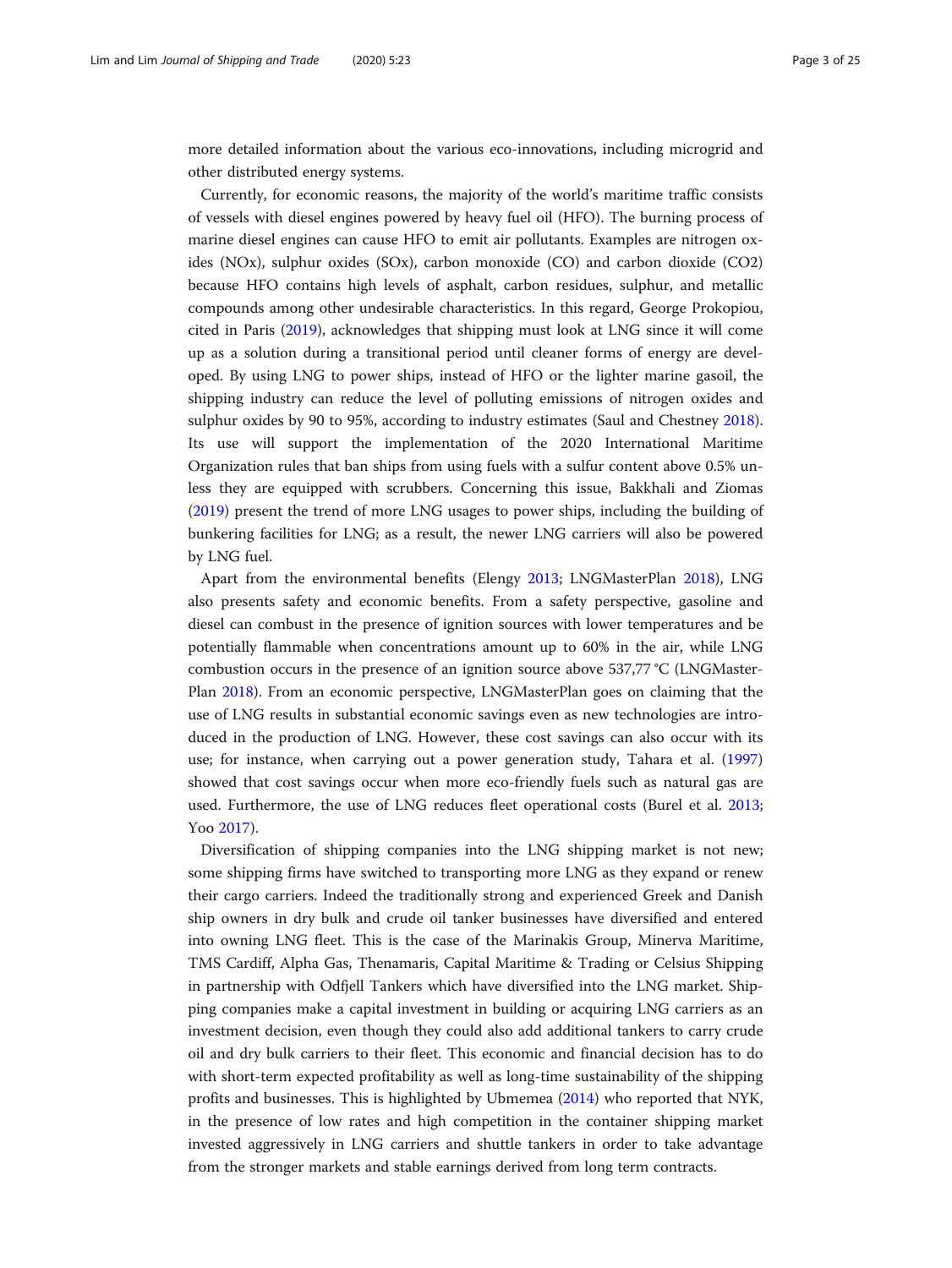more detailed information about the various eco-innovations, including microgrid and other distributed energy systems.

Currently, for economic reasons, the majority of the world's maritime traffic consists of vessels with diesel engines powered by heavy fuel oil (HFO). The burning process of marine diesel engines can cause HFO to emit air pollutants. Examples are nitrogen oxides (NOx), sulphur oxides (SOx), carbon monoxide (CO) and carbon dioxide (CO2) because HFO contains high levels of asphalt, carbon residues, sulphur, and metallic compounds among other undesirable characteristics. In this regard, George Prokopiou, cited in Paris (2019), acknowledges that shipping must look at LNG since it will come up as a solution during a transitional period until cleaner forms of energy are developed. By using LNG to power ships, instead of HFO or the lighter marine gasoil, the shipping industry can reduce the level of polluting emissions of nitrogen oxides and sulphur oxides by 90 to 95%, according to industry estimates (Saul and Chestney 2018). Its use will support the implementation of the 2020 International Maritime Organization rules that ban ships from using fuels with a sulfur content above 0.5% unless they are equipped with scrubbers. Concerning this issue, Bakkhali and Ziomas (2019) present the trend of more LNG usages to power ships, including the building of bunkering facilities for LNG; as a result, the newer LNG carriers will also be powered by LNG fuel.

Apart from the environmental benefits (Elengy 2013; LNGMasterPlan 2018), LNG also presents safety and economic benefits. From a safety perspective, gasoline and diesel can combust in the presence of ignition sources with lower temperatures and be potentially flammable when concentrations amount up to 60% in the air, while LNG combustion occurs in the presence of an ignition source above 537,77 °C (LNGMasterPlan 2018). From an economic perspective, LNGMasterPlan goes on claiming that the use of LNG results in substantial economic savings even as new technologies are introduced in the production of LNG. However, these cost savings can also occur with its use; for instance, when carrying out a power generation study, Tahara et al. (1997) showed that cost savings occur when more eco-friendly fuels such as natural gas are used. Furthermore, the use of LNG reduces fleet operational costs (Burel et al. 2013; Yoo 2017).

Diversification of shipping companies into the LNG shipping market is not new; some shipping firms have switched to transporting more LNG as they expand or renew their cargo carriers. Indeed the traditionally strong and experienced Greek and Danish ship owners in dry bulk and crude oil tanker businesses have diversified and entered into owning LNG fleet. This is the case of the Marinakis Group, Minerva Maritime, TMS Cardiff, Alpha Gas, Thenamaris, Capital Maritime & Trading or Celsius Shipping in partnership with Odfjell Tankers which have diversified into the LNG market. Shipping companies make a capital investment in building or acquiring LNG carriers as an investment decision, even though they could also add additional tankers to carry crude oil and dry bulk carriers to their fleet. This economic and financial decision has to do with short-term expected profitability as well as long-time sustainability of the shipping profits and businesses. This is highlighted by Ubmemea (2014) who reported that NYK, in the presence of low rates and high competition in the container shipping market invested aggressively in LNG carriers and shuttle tankers in order to take advantage from the stronger markets and stable earnings derived from long term contracts.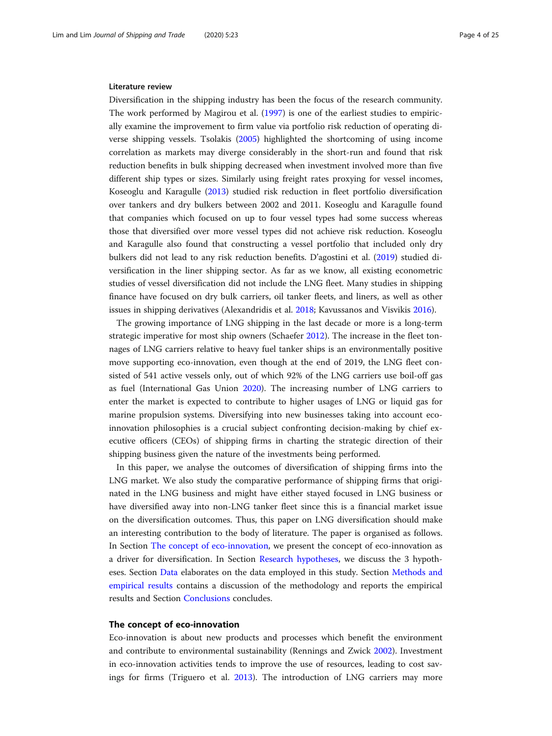### Literature review

Diversification in the shipping industry has been the focus of the research community. The work performed by Magirou et al. (1997) is one of the earliest studies to empirically examine the improvement to firm value via portfolio risk reduction of operating diverse shipping vessels. Tsolakis (2005) highlighted the shortcoming of using income correlation as markets may diverge considerably in the short-run and found that risk reduction benefits in bulk shipping decreased when investment involved more than five different ship types or sizes. Similarly using freight rates proxying for vessel incomes, Koseoglu and Karagulle (2013) studied risk reduction in fleet portfolio diversification over tankers and dry bulkers between 2002 and 2011. Koseoglu and Karagulle found that companies which focused on up to four vessel types had some success whereas those that diversified over more vessel types did not achieve risk reduction. Koseoglu and Karagulle also found that constructing a vessel portfolio that included only dry bulkers did not lead to any risk reduction benefits. D'agostini et al. (2019) studied diversification in the liner shipping sector. As far as we know, all existing econometric studies of vessel diversification did not include the LNG fleet. Many studies in shipping finance have focused on dry bulk carriers, oil tanker fleets, and liners, as well as other issues in shipping derivatives (Alexandridis et al. 2018; Kavussanos and Visvikis 2016).

The growing importance of LNG shipping in the last decade or more is a long-term strategic imperative for most ship owners (Schaefer 2012). The increase in the fleet tonnages of LNG carriers relative to heavy fuel tanker ships is an environmentally positive move supporting eco-innovation, even though at the end of 2019, the LNG fleet consisted of 541 active vessels only, out of which 92% of the LNG carriers use boil-off gas as fuel (International Gas Union 2020). The increasing number of LNG carriers to enter the market is expected to contribute to higher usages of LNG or liquid gas for marine propulsion systems. Diversifying into new businesses taking into account eco-innovation philosophies is a crucial subject confronting decision-making by chief executive officers (CEOs) of shipping firms in charting the strategic direction of their shipping business given the nature of the investments being performed.

In this paper, we analyse the outcomes of diversification of shipping firms into the LNG market. We also study the comparative performance of shipping firms that originated in the LNG business and might have either stayed focused in LNG business or have diversified away into non-LNG tanker fleet since this is a financial market issue on the diversification outcomes. Thus, this paper on LNG diversification should make an interesting contribution to the body of literature. The paper is organised as follows. In Section The concept of eco-innovation, we present the concept of eco-innovation as a driver for diversification. In Section Research hypotheses, we discuss the 3 hypotheses. Section Data elaborates on the data employed in this study. Section Methods and empirical results contains a discussion of the methodology and reports the empirical results and Section Conclusions concludes.

## The concept of eco-innovation

Eco-innovation is about new products and processes which benefit the environment and contribute to environmental sustainability (Rennings and Zwick 2002). Investment in eco-innovation activities tends to improve the use of resources, leading to cost savings for firms (Triguero et al. 2013). The introduction of LNG carriers may more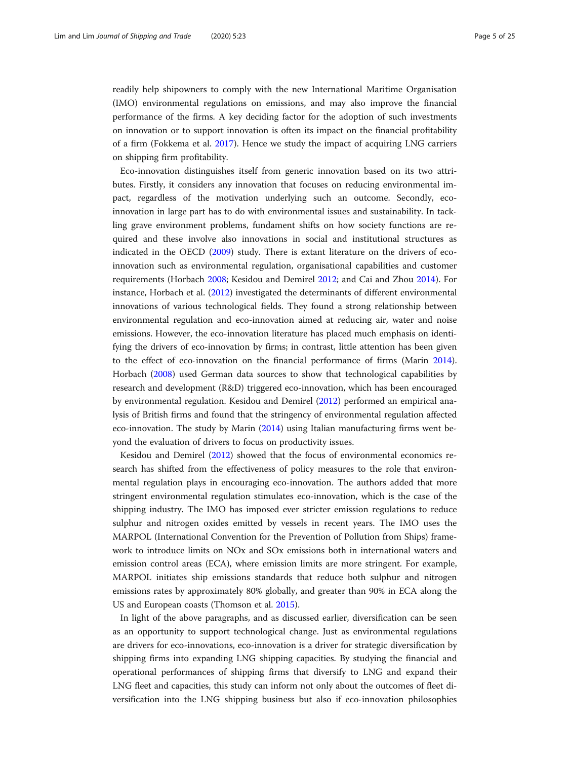readily help shipowners to comply with the new International Maritime Organisation (IMO) environmental regulations on emissions, and may also improve the financial performance of the firms. A key deciding factor for the adoption of such investments on innovation or to support innovation is often its impact on the financial profitability of a firm (Fokkema et al. 2017). Hence we study the impact of acquiring LNG carriers on shipping firm profitability.

Eco-innovation distinguishes itself from generic innovation based on its two attributes. Firstly, it considers any innovation that focuses on reducing environmental impact, regardless of the motivation underlying such an outcome. Secondly, eco-innovation in large part has to do with environmental issues and sustainability. In tackling grave environment problems, fundament shifts on how society functions are required and these involve also innovations in social and institutional structures as indicated in the OECD (2009) study. There is extant literature on the drivers of eco-innovation such as environmental regulation, organisational capabilities and customer requirements (Horbach 2008; Kesidou and Demirel 2012; and Cai and Zhou 2014). For instance, Horbach et al. (2012) investigated the determinants of different environmental innovations of various technological fields. They found a strong relationship between environmental regulation and eco-innovation aimed at reducing air, water and noise emissions. However, the eco-innovation literature has placed much emphasis on identifying the drivers of eco-innovation by firms; in contrast, little attention has been given to the effect of eco-innovation on the financial performance of firms (Marin 2014). Horbach (2008) used German data sources to show that technological capabilities by research and development (R&D) triggered eco-innovation, which has been encouraged by environmental regulation. Kesidou and Demirel (2012) performed an empirical analysis of British firms and found that the stringency of environmental regulation affected eco-innovation. The study by Marin (2014) using Italian manufacturing firms went beyond the evaluation of drivers to focus on productivity issues.

Kesidou and Demirel (2012) showed that the focus of environmental economics research has shifted from the effectiveness of policy measures to the role that environmental regulation plays in encouraging eco-innovation. The authors added that more stringent environmental regulation stimulates eco-innovation, which is the case of the shipping industry. The IMO has imposed ever stricter emission regulations to reduce sulphur and nitrogen oxides emitted by vessels in recent years. The IMO uses the MARPOL (International Convention for the Prevention of Pollution from Ships) framework to introduce limits on NOx and SOx emissions both in international waters and emission control areas (ECA), where emission limits are more stringent. For example, MARPOL initiates ship emissions standards that reduce both sulphur and nitrogen emissions rates by approximately 80% globally, and greater than 90% in ECA along the US and European coasts (Thomson et al. 2015).

In light of the above paragraphs, and as discussed earlier, diversification can be seen as an opportunity to support technological change. Just as environmental regulations are drivers for eco-innovations, eco-innovation is a driver for strategic diversification by shipping firms into expanding LNG shipping capacities. By studying the financial and operational performances of shipping firms that diversify to LNG and expand their LNG fleet and capacities, this study can inform not only about the outcomes of fleet diversification into the LNG shipping business but also if eco-innovation philosophies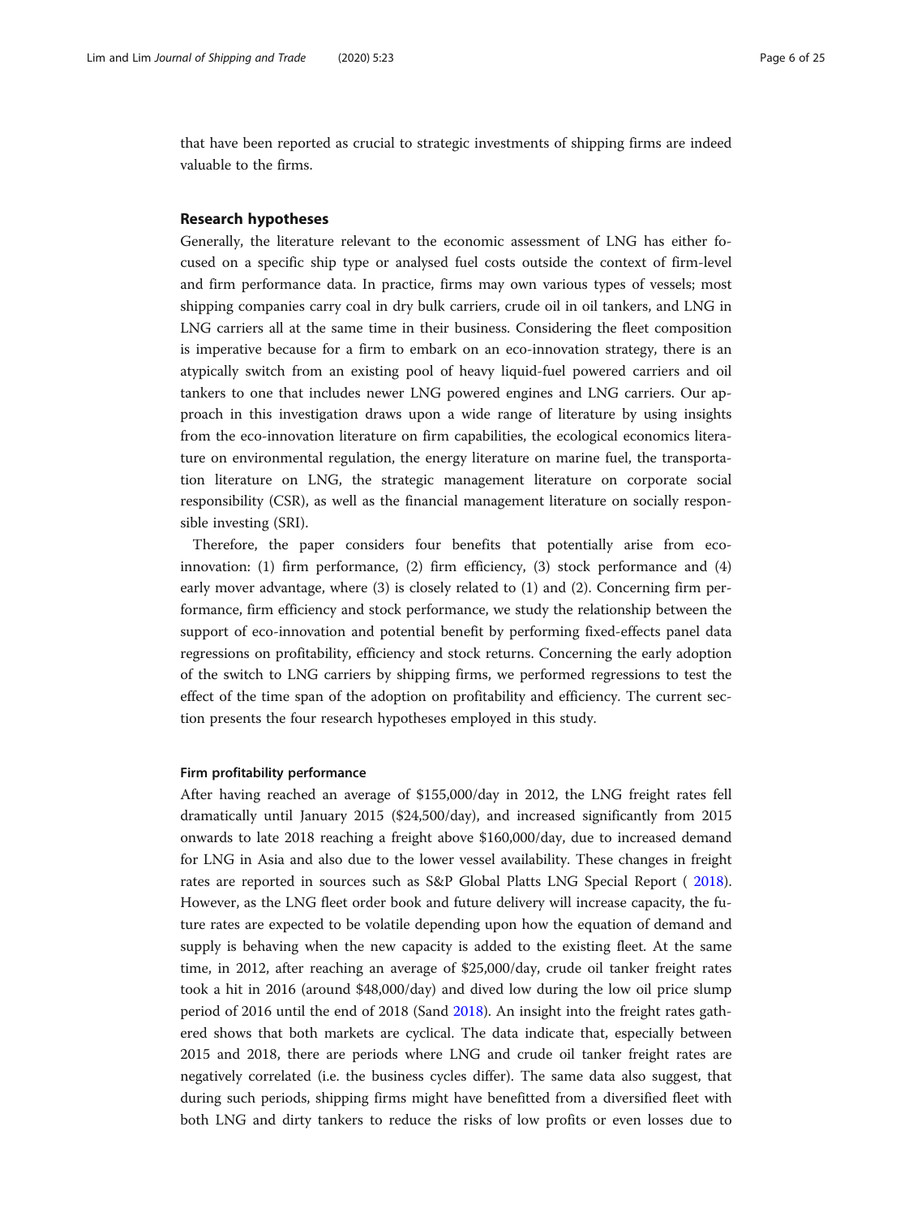that have been reported as crucial to strategic investments of shipping firms are indeed valuable to the firms.

## Research hypotheses

Generally, the literature relevant to the economic assessment of LNG has either focused on a specific ship type or analysed fuel costs outside the context of firm-level and firm performance data. In practice, firms may own various types of vessels; most shipping companies carry coal in dry bulk carriers, crude oil in oil tankers, and LNG in LNG carriers all at the same time in their business. Considering the fleet composition is imperative because for a firm to embark on an eco-innovation strategy, there is an atypically switch from an existing pool of heavy liquid-fuel powered carriers and oil tankers to one that includes newer LNG powered engines and LNG carriers. Our approach in this investigation draws upon a wide range of literature by using insights from the eco-innovation literature on firm capabilities, the ecological economics literature on environmental regulation, the energy literature on marine fuel, the transportation literature on LNG, the strategic management literature on corporate social responsibility (CSR), as well as the financial management literature on socially responsible investing (SRI).

Therefore, the paper considers four benefits that potentially arise from eco-innovation: (1) firm performance, (2) firm efficiency, (3) stock performance and (4) early mover advantage, where (3) is closely related to (1) and (2). Concerning firm performance, firm efficiency and stock performance, we study the relationship between the support of eco-innovation and potential benefit by performing fixed-effects panel data regressions on profitability, efficiency and stock returns. Concerning the early adoption of the switch to LNG carriers by shipping firms, we performed regressions to test the effect of the time span of the adoption on profitability and efficiency. The current section presents the four research hypotheses employed in this study.

### Firm profitability performance

After having reached an average of \$155,000/day in 2012, the LNG freight rates fell dramatically until January 2015 (\$24,500/day), and increased significantly from 2015 onwards to late 2018 reaching a freight above \$160,000/day, due to increased demand for LNG in Asia and also due to the lower vessel availability. These changes in freight rates are reported in sources such as S&P Global Platts LNG Special Report ( 2018). However, as the LNG fleet order book and future delivery will increase capacity, the future rates are expected to be volatile depending upon how the equation of demand and supply is behaving when the new capacity is added to the existing fleet. At the same time, in 2012, after reaching an average of \$25,000/day, crude oil tanker freight rates took a hit in 2016 (around \$48,000/day) and dived low during the low oil price slump period of 2016 until the end of 2018 (Sand 2018). An insight into the freight rates gathered shows that both markets are cyclical. The data indicate that, especially between 2015 and 2018, there are periods where LNG and crude oil tanker freight rates are negatively correlated (i.e. the business cycles differ). The same data also suggest, that during such periods, shipping firms might have benefitted from a diversified fleet with both LNG and dirty tankers to reduce the risks of low profits or even losses due to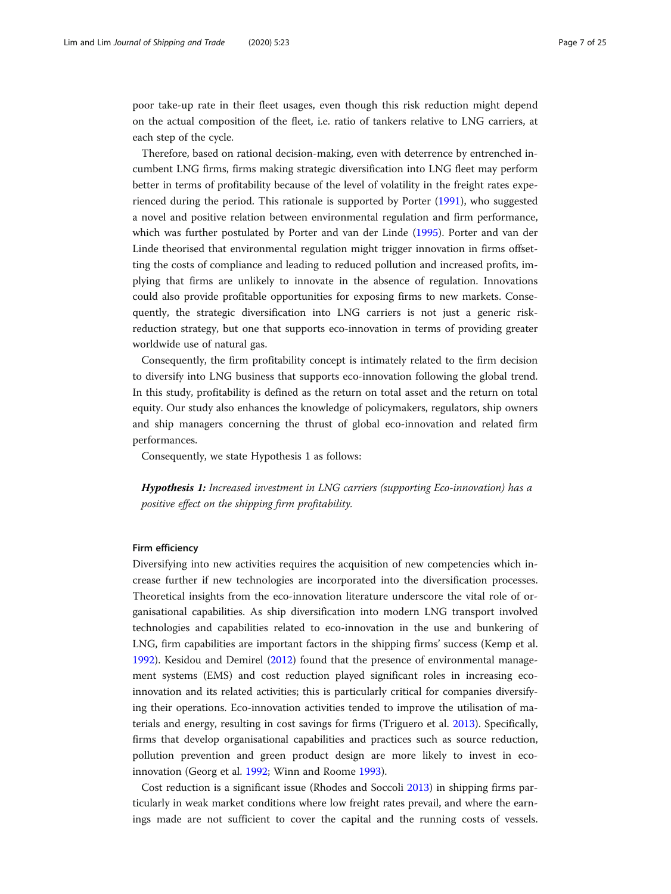poor take-up rate in their fleet usages, even though this risk reduction might depend on the actual composition of the fleet, i.e. ratio of tankers relative to LNG carriers, at each step of the cycle.

Therefore, based on rational decision-making, even with deterrence by entrenched incumbent LNG firms, firms making strategic diversification into LNG fleet may perform better in terms of profitability because of the level of volatility in the freight rates experienced during the period. This rationale is supported by Porter (1991), who suggested a novel and positive relation between environmental regulation and firm performance, which was further postulated by Porter and van der Linde (1995). Porter and van der Linde theorised that environmental regulation might trigger innovation in firms offsetting the costs of compliance and leading to reduced pollution and increased profits, implying that firms are unlikely to innovate in the absence of regulation. Innovations could also provide profitable opportunities for exposing firms to new markets. Consequently, the strategic diversification into LNG carriers is not just a generic risk-reduction strategy, but one that supports eco-innovation in terms of providing greater worldwide use of natural gas.

Consequently, the firm profitability concept is intimately related to the firm decision to diversify into LNG business that supports eco-innovation following the global trend. In this study, profitability is defined as the return on total asset and the return on total equity. Our study also enhances the knowledge of policymakers, regulators, ship owners and ship managers concerning the thrust of global eco-innovation and related firm performances.

Consequently, we state Hypothesis 1 as follows:

> ***Hypothesis 1:*** *Increased investment in LNG carriers (supporting Eco-innovation) has a positive effect on the shipping firm profitability.*

#### Firm efficiency

Diversifying into new activities requires the acquisition of new competencies which increase further if new technologies are incorporated into the diversification processes. Theoretical insights from the eco-innovation literature underscore the vital role of organisational capabilities. As ship diversification into modern LNG transport involved technologies and capabilities related to eco-innovation in the use and bunkering of LNG, firm capabilities are important factors in the shipping firms' success (Kemp et al. 1992). Kesidou and Demirel (2012) found that the presence of environmental management systems (EMS) and cost reduction played significant roles in increasing eco-innovation and its related activities; this is particularly critical for companies diversifying their operations. Eco-innovation activities tended to improve the utilisation of materials and energy, resulting in cost savings for firms (Triguero et al. 2013). Specifically, firms that develop organisational capabilities and practices such as source reduction, pollution prevention and green product design are more likely to invest in eco-innovation (Georg et al. 1992; Winn and Roome 1993).

Cost reduction is a significant issue (Rhodes and Soccoli 2013) in shipping firms particularly in weak market conditions where low freight rates prevail, and where the earnings made are not sufficient to cover the capital and the running costs of vessels.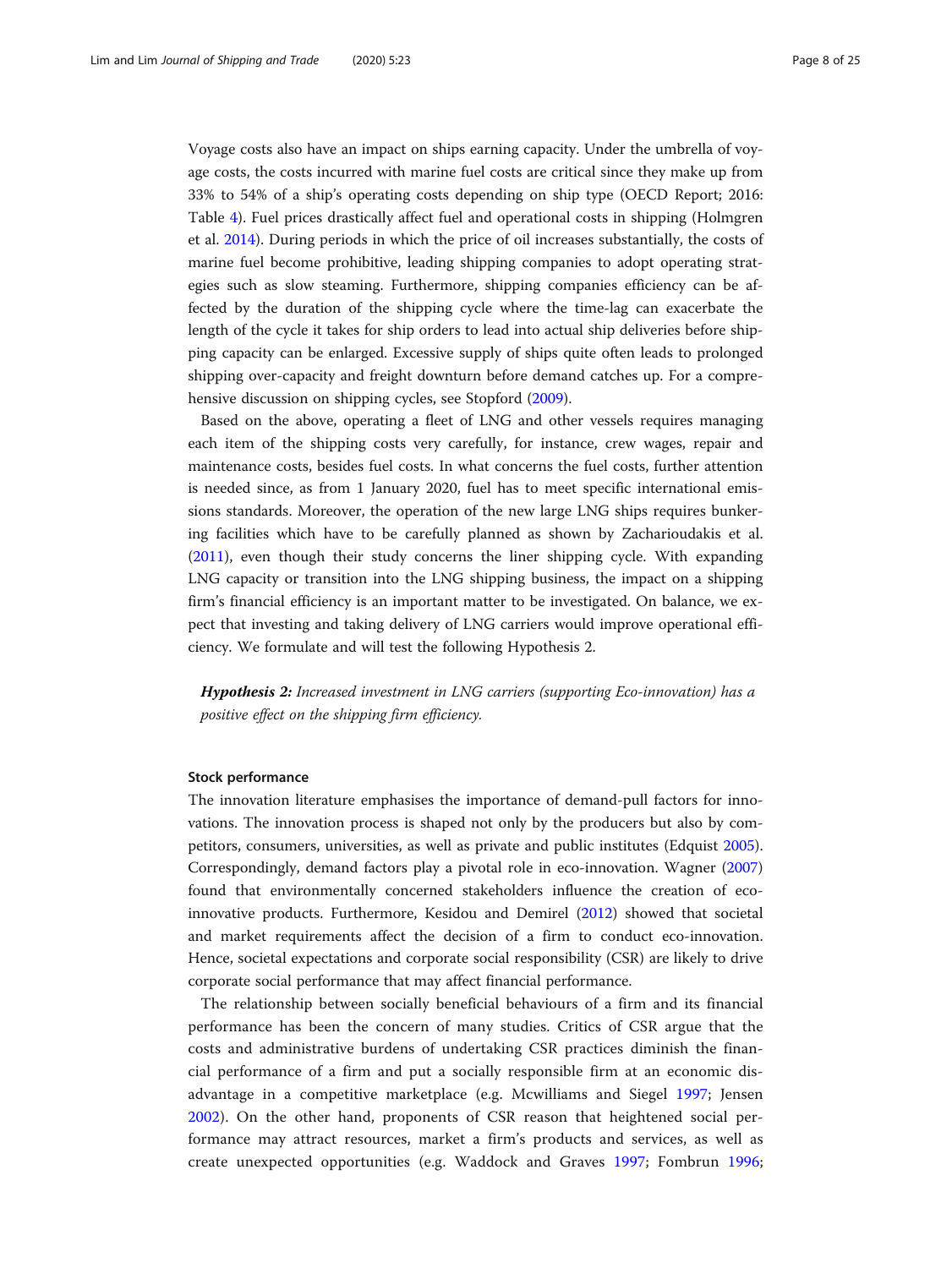Voyage costs also have an impact on ships earning capacity. Under the umbrella of voyage costs, the costs incurred with marine fuel costs are critical since they make up from 33% to 54% of a ship's operating costs depending on ship type (OECD Report; 2016: Table 4). Fuel prices drastically affect fuel and operational costs in shipping (Holmgren et al. 2014). During periods in which the price of oil increases substantially, the costs of marine fuel become prohibitive, leading shipping companies to adopt operating strategies such as slow steaming. Furthermore, shipping companies efficiency can be affected by the duration of the shipping cycle where the time-lag can exacerbate the length of the cycle it takes for ship orders to lead into actual ship deliveries before shipping capacity can be enlarged. Excessive supply of ships quite often leads to prolonged shipping over-capacity and freight downturn before demand catches up. For a comprehensive discussion on shipping cycles, see Stopford (2009).

Based on the above, operating a fleet of LNG and other vessels requires managing each item of the shipping costs very carefully, for instance, crew wages, repair and maintenance costs, besides fuel costs. In what concerns the fuel costs, further attention is needed since, as from 1 January 2020, fuel has to meet specific international emissions standards. Moreover, the operation of the new large LNG ships requires bunkering facilities which have to be carefully planned as shown by Zacharioudakis et al. (2011), even though their study concerns the liner shipping cycle. With expanding LNG capacity or transition into the LNG shipping business, the impact on a shipping firm's financial efficiency is an important matter to be investigated. On balance, we expect that investing and taking delivery of LNG carriers would improve operational efficiency. We formulate and will test the following Hypothesis 2.

> ***Hypothesis 2:*** *Increased investment in LNG carriers (supporting Eco-innovation) has a positive effect on the shipping firm efficiency.*

#### Stock performance

The innovation literature emphasises the importance of demand-pull factors for innovations. The innovation process is shaped not only by the producers but also by competitors, consumers, universities, as well as private and public institutes (Edquist 2005). Correspondingly, demand factors play a pivotal role in eco-innovation. Wagner (2007) found that environmentally concerned stakeholders influence the creation of eco-innovative products. Furthermore, Kesidou and Demirel (2012) showed that societal and market requirements affect the decision of a firm to conduct eco-innovation. Hence, societal expectations and corporate social responsibility (CSR) are likely to drive corporate social performance that may affect financial performance.

The relationship between socially beneficial behaviours of a firm and its financial performance has been the concern of many studies. Critics of CSR argue that the costs and administrative burdens of undertaking CSR practices diminish the financial performance of a firm and put a socially responsible firm at an economic disadvantage in a competitive marketplace (e.g. Mcwilliams and Siegel 1997; Jensen 2002). On the other hand, proponents of CSR reason that heightened social performance may attract resources, market a firm's products and services, as well as create unexpected opportunities (e.g. Waddock and Graves 1997; Fombrun 1996;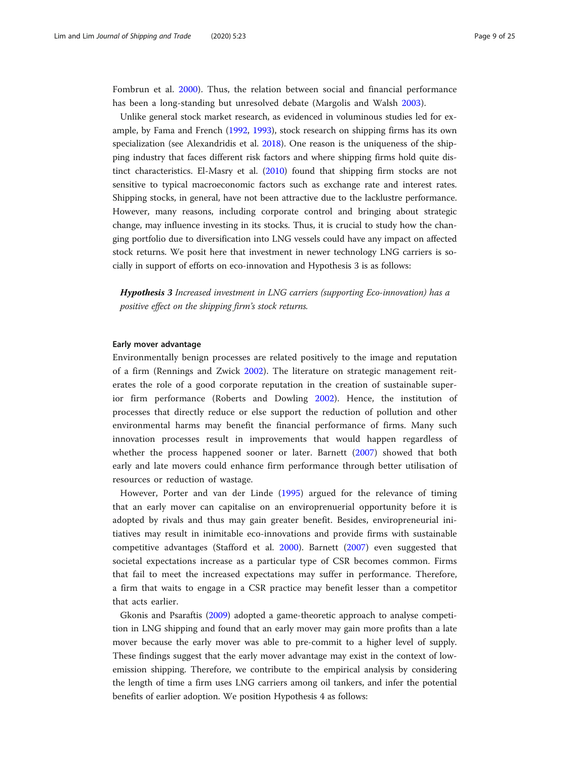Fombrun et al. 2000). Thus, the relation between social and financial performance has been a long-standing but unresolved debate (Margolis and Walsh 2003).

Unlike general stock market research, as evidenced in voluminous studies led for example, by Fama and French (1992, 1993), stock research on shipping firms has its own specialization (see Alexandridis et al. 2018). One reason is the uniqueness of the shipping industry that faces different risk factors and where shipping firms hold quite distinct characteristics. El-Masry et al. (2010) found that shipping firm stocks are not sensitive to typical macroeconomic factors such as exchange rate and interest rates. Shipping stocks, in general, have not been attractive due to the lacklustre performance. However, many reasons, including corporate control and bringing about strategic change, may influence investing in its stocks. Thus, it is crucial to study how the changing portfolio due to diversification into LNG vessels could have any impact on affected stock returns. We posit here that investment in newer technology LNG carriers is socially in support of efforts on eco-innovation and Hypothesis 3 is as follows:

> ***Hypothesis 3*** *Increased investment in LNG carriers (supporting Eco-innovation) has a positive effect on the shipping firm's stock returns.*

#### Early mover advantage

Environmentally benign processes are related positively to the image and reputation of a firm (Rennings and Zwick 2002). The literature on strategic management reiterates the role of a good corporate reputation in the creation of sustainable superior firm performance (Roberts and Dowling 2002). Hence, the institution of processes that directly reduce or else support the reduction of pollution and other environmental harms may benefit the financial performance of firms. Many such innovation processes result in improvements that would happen regardless of whether the process happened sooner or later. Barnett (2007) showed that both early and late movers could enhance firm performance through better utilisation of resources or reduction of wastage.

However, Porter and van der Linde (1995) argued for the relevance of timing that an early mover can capitalise on an enviropreneurial opportunity before it is adopted by rivals and thus may gain greater benefit. Besides, enviropreneurial initiatives may result in inimitable eco-innovations and provide firms with sustainable competitive advantages (Stafford et al. 2000). Barnett (2007) even suggested that societal expectations increase as a particular type of CSR becomes common. Firms that fail to meet the increased expectations may suffer in performance. Therefore, a firm that waits to engage in a CSR practice may benefit lesser than a competitor that acts earlier.

Gkonis and Psaraftis (2009) adopted a game-theoretic approach to analyse competition in LNG shipping and found that an early mover may gain more profits than a late mover because the early mover was able to pre-commit to a higher level of supply. These findings suggest that the early mover advantage may exist in the context of low-emission shipping. Therefore, we contribute to the empirical analysis by considering the length of time a firm uses LNG carriers among oil tankers, and infer the potential benefits of earlier adoption. We position Hypothesis 4 as follows: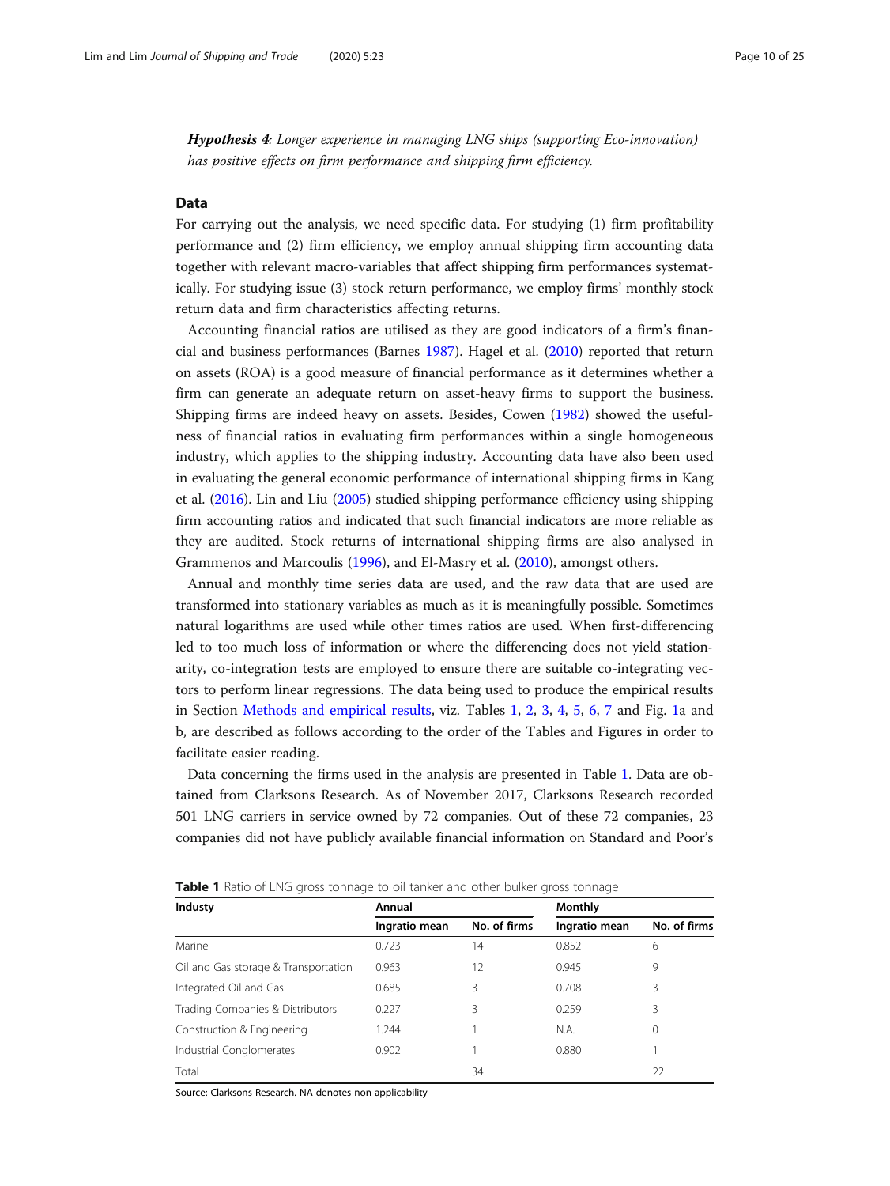***Hypothesis 4****: Longer experience in managing LNG ships (supporting Eco-innovation) has positive effects on firm performance and shipping firm efficiency.*

## Data

For carrying out the analysis, we need specific data. For studying (1) firm profitability performance and (2) firm efficiency, we employ annual shipping firm accounting data together with relevant macro-variables that affect shipping firm performances systematically. For studying issue (3) stock return performance, we employ firms' monthly stock return data and firm characteristics affecting returns.

Accounting financial ratios are utilised as they are good indicators of a firm's financial and business performances (Barnes 1987). Hagel et al. (2010) reported that return on assets (ROA) is a good measure of financial performance as it determines whether a firm can generate an adequate return on asset-heavy firms to support the business. Shipping firms are indeed heavy on assets. Besides, Cowen (1982) showed the usefulness of financial ratios in evaluating firm performances within a single homogeneous industry, which applies to the shipping industry. Accounting data have also been used in evaluating the general economic performance of international shipping firms in Kang et al. (2016). Lin and Liu (2005) studied shipping performance efficiency using shipping firm accounting ratios and indicated that such financial indicators are more reliable as they are audited. Stock returns of international shipping firms are also analysed in Grammenos and Marcoulis (1996), and El-Masry et al. (2010), amongst others.

Annual and monthly time series data are used, and the raw data that are used are transformed into stationary variables as much as it is meaningfully possible. Sometimes natural logarithms are used while other times ratios are used. When first-differencing led to too much loss of information or where the differencing does not yield stationarity, co-integration tests are employed to ensure there are suitable co-integrating vectors to perform linear regressions. The data being used to produce the empirical results in Section Methods and empirical results, viz. Tables 1, 2, 3, 4, 5, 6, 7 and Fig. 1a and b, are described as follows according to the order of the Tables and Figures in order to facilitate easier reading.

Data concerning the firms used in the analysis are presented in Table 1. Data are obtained from Clarksons Research. As of November 2017, Clarksons Research recorded 501 LNG carriers in service owned by 72 companies. Out of these 72 companies, 23 companies did not have publicly available financial information on Standard and Poor's

**Table 1** Ratio of LNG gross tonnage to oil tanker and other bulker gross tonnage

| Industy | Annual | | Monthly | |
|---|---|---|---|---|
| | lngratio mean | No. of firms | lngratio mean | No. of firms |
| Marine | 0.723 | 14 | 0.852 | 6 |
| Oil and Gas storage & Transportation | 0.963 | 12 | 0.945 | 9 |
| Integrated Oil and Gas | 0.685 | 3 | 0.708 | 3 |
| Trading Companies & Distributors | 0.227 | 3 | 0.259 | 3 |
| Construction & Engineering | 1.244 | 1 | N.A. | 0 |
| Industrial Conglomerates | 0.902 | 1 | 0.880 | 1 |
| Total | | 34 | | 22 |

Source: Clarksons Research. NA denotes non-applicability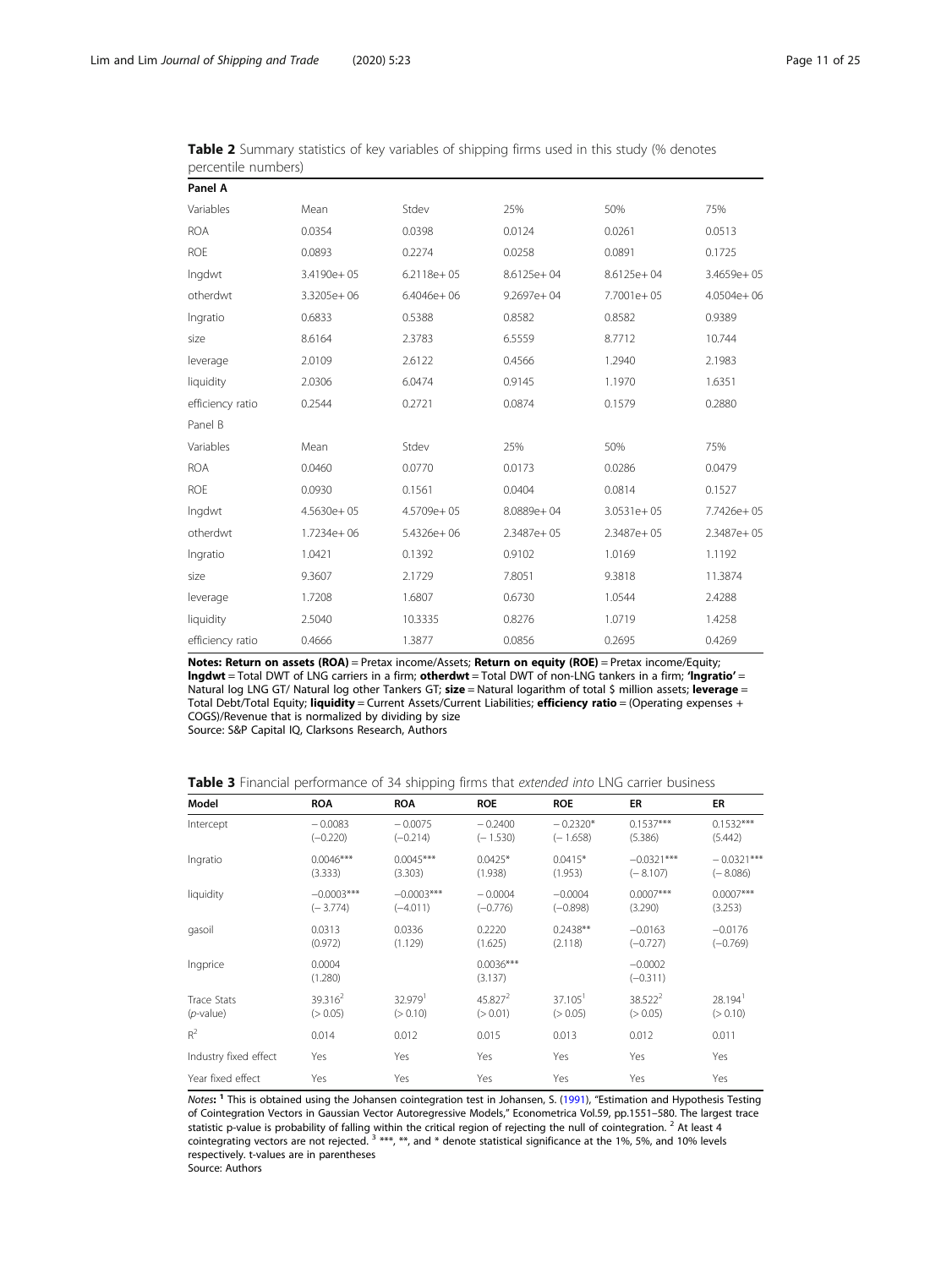**Table 2** Summary statistics of key variables of shipping firms used in this study (% denotes percentile numbers)

| Panel A | | | | | |
|---|---|---|---|---|---|
| Variables | Mean | Stdev | 25% | 50% | 75% |
| ROA | 0.0354 | 0.0398 | 0.0124 | 0.0261 | 0.0513 |
| ROE | 0.0893 | 0.2274 | 0.0258 | 0.0891 | 0.1725 |
| lngdwt | 3.4190e+ 05 | 6.2118e+ 05 | 8.6125e+ 04 | 8.6125e+ 04 | 3.4659e+ 05 |
| otherdwt | 3.3205e+ 06 | 6.4046e+ 06 | 9.2697e+ 04 | 7.7001e+ 05 | 4.0504e+ 06 |
| lngratio | 0.6833 | 0.5388 | 0.8582 | 0.8582 | 0.9389 |
| size | 8.6164 | 2.3783 | 6.5559 | 8.7712 | 10.744 |
| leverage | 2.0109 | 2.6122 | 0.4566 | 1.2940 | 2.1983 |
| liquidity | 2.0306 | 6.0474 | 0.9145 | 1.1970 | 1.6351 |
| efficiency ratio | 0.2544 | 0.2721 | 0.0874 | 0.1579 | 0.2880 |
| Panel B | | | | | |
| Variables | Mean | Stdev | 25% | 50% | 75% |
| ROA | 0.0460 | 0.0770 | 0.0173 | 0.0286 | 0.0479 |
| ROE | 0.0930 | 0.1561 | 0.0404 | 0.0814 | 0.1527 |
| lngdwt | 4.5630e+ 05 | 4.5709e+ 05 | 8.0889e+ 04 | 3.0531e+ 05 | 7.7426e+ 05 |
| otherdwt | 1.7234e+ 06 | 5.4326e+ 06 | 2.3487e+ 05 | 2.3487e+ 05 | 2.3487e+ 05 |
| lngratio | 1.0421 | 0.1392 | 0.9102 | 1.0169 | 1.1192 |
| size | 9.3607 | 2.1729 | 7.8051 | 9.3818 | 11.3874 |
| leverage | 1.7208 | 1.6807 | 0.6730 | 1.0544 | 2.4288 |
| liquidity | 2.5040 | 10.3335 | 0.8276 | 1.0719 | 1.4258 |
| efficiency ratio | 0.4666 | 1.3877 | 0.0856 | 0.2695 | 0.4269 |

**Notes: Return on assets (ROA)** = Pretax income/Assets; **Return on equity (ROE)** = Pretax income/Equity; **lngdwt** = Total DWT of LNG carriers in a firm; **otherdwt** = Total DWT of non-LNG tankers in a firm; **'lngratio'** = Natural log LNG GT/ Natural log other Tankers GT; **size** = Natural logarithm of total $ million assets; **leverage** = Total Debt/Total Equity; **liquidity** = Current Assets/Current Liabilities; **efficiency ratio** = (Operating expenses + COGS)/Revenue that is normalized by dividing by size
Source: S&P Capital IQ, Clarksons Research, Authors

**Table 3** Financial performance of 34 shipping firms that *extended into* LNG carrier business

| Model | ROA | ROA | ROE | ROE | ER | ER |
|---|---|---|---|---|---|---|
| Intercept | − 0.0083 (−0.220) | − 0.0075 (−0.214) | − 0.2400 (− 1.530) | − 0.2320* (− 1.658) | 0.1537*** (5.386) | 0.1532*** (5.442) |
| lngratio | 0.0046*** (3.333) | 0.0045*** (3.303) | 0.0425* (1.938) | 0.0415* (1.953) | −0.0321*** (− 8.107) | − 0.0321*** (− 8.086) |
| liquidity | −0.0003*** (− 3.774) | −0.0003*** (−4.011) | − 0.0004 (−0.776) | − 0.0004 (−0.898) | 0.0007*** (3.290) | 0.0007*** (3.253) |
| gasoil | 0.0313 (0.972) | 0.0336 (1.129) | 0.2220 (1.625) | 0.2438** (2.118) | −0.0163 (−0.727) | −0.0176 (−0.769) |
| lngprice | 0.0004 (1.280) | | 0.0036*** (3.137) | | −0.0002 (−0.311) | |
| Trace Stats (*p*-value) | 39.316[2] (> 0.05) | 32.979[1] (> 0.10) | 45.827[2] (> 0.01) | 37.105[1] (> 0.05) | 38.522[2] (> 0.05) | 28.194[1] (> 0.10) |
| $R^2$ | 0.014 | 0.012 | 0.015 | 0.013 | 0.012 | 0.011 |
| Industry fixed effect | Yes | Yes | Yes | Yes | Yes | Yes |
| Year fixed effect | Yes | Yes | Yes | Yes | Yes | Yes |

*Notes*: [1] This is obtained using the Johansen cointegration test in Johansen, S. (1991), "Estimation and Hypothesis Testing of Cointegration Vectors in Gaussian Vector Autoregressive Models," Econometrica Vol.59, pp.1551–580. The largest trace statistic p-value is probability of falling within the critical region of rejecting the null of cointegration. [2] At least 4 cointegrating vectors are not rejected. [3] ***, **, and * denote statistical significance at the 1%, 5%, and 10% levels respectively. t-values are in parentheses
Source: Authors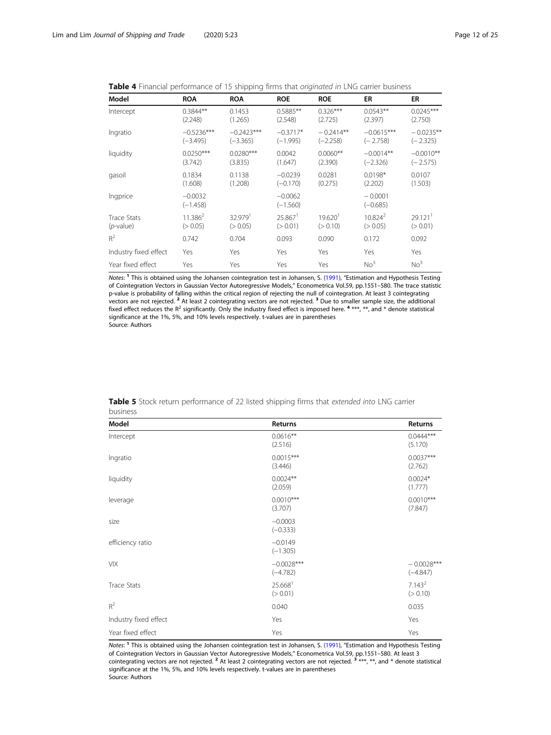**Table 4** Financial performance of 15 shipping firms that *originated in* LNG carrier business

| Model | ROA | ROA | ROE | ROE | ER | ER |
|---|---|---|---|---|---|---|
| Intercept | 0.3844** (2.248) | 0.1453 (1.265) | 0.5885** (2.548) | 0.326*** (2.725) | 0.0543** (2.397) | 0.0245*** (2.750) |
| lngratio | −0.5236*** (−3.495) | −0.2423*** (−3.365) | −0.3717* (−1.995) | − 0.2414** (−2.258) | −0.0615*** (− 2.758) | − 0.0235** (− 2.325) |
| liquidity | 0.0250*** (3.742) | 0.0280*** (3.835) | 0.0042 (1.647) | 0.0060** (2.390) | −0.0014** (−2.326) | −0.0010** (− 2.575) |
| gasoil | 0.1834 (1.608) | 0.1138 (1.208) | −0.0239 (−0.170) | 0.0281 (0.275) | 0.0198* (2.202) | 0.0107 (1.503) |
| lngprice | −0.0032 (−1.458) | | −0.0062 (−1.560) | | − 0.0001 (−0.685) | |
| Trace Stats (*p*-value) | 11.386[2] (> 0.05) | 32.979[1] (> 0.05) | 25.867[1] (> 0.01) | 19.620[1] (> 0.10) | 10.824[2] (> 0.05) | 29.121[1] (> 0.01) |
| $R^2$ | 0.742 | 0.704 | 0.093 | 0.090 | 0.172 | 0.092 |
| Industry fixed effect | Yes | Yes | Yes | Yes | Yes | Yes |
| Year fixed effect | Yes | Yes | Yes | Yes | No[3] | No[3] |

*Notes*: [1] This is obtained using the Johansen cointegration test in Johansen, S. (1991), "Estimation and Hypothesis Testing of Cointegration Vectors in Gaussian Vector Autoregressive Models," Econometrica Vol.59, pp.1551–580. The trace statistic p-value is probability of falling within the critical region of rejecting the null of cointegration. At least 3 cointegrating vectors are not rejected. [2] At least 2 cointegrating vectors are not rejected. [3] Due to smaller sample size, the additional fixed effect reduces the $R^2$ significantly. Only the industry fixed effect is imposed here. [4] ***, **, and * denote statistical significance at the 1%, 5%, and 10% levels respectively. t-values are in parentheses
Source: Authors

**Table 5** Stock return performance of 22 listed shipping firms that *extended into* LNG carrier business

| Model | Returns | Returns |
|---|---|---|
| Intercept | 0.0616** (2.516) | 0.0444*** (5.170) |
| lngratio | 0.0015*** (3.446) | 0.0037*** (2.762) |
| liquidity | 0.0024** (2.059) | 0.0024* (1.777) |
| leverage | 0.0010*** (3.707) | 0.0010*** (7.847) |
| size | −0.0003 (−0.333) | |
| efficiency ratio | −0.0149 (−1.305) | |
| VIX | −0.0028*** (−4.782) | − 0.0028*** (−4.847) |
| Trace Stats | 25.668[1] (> 0.01) | 7.143[2] (> 0.10) |
| $R^2$ | 0.040 | 0.035 |
| Industry fixed effect | Yes | Yes |
| Year fixed effect | Yes | Yes |

*Notes*: [1] This is obtained using the Johansen cointegration test in Johansen, S. (1991), "Estimation and Hypothesis Testing of Cointegration Vectors in Gaussian Vector Autoregressive Models," Econometrica Vol.59, pp.1551–580. At least 3 cointegrating vectors are not rejected. [2] At least 2 cointegrating vectors are not rejected. [3] ***, **, and * denote statistical significance at the 1%, 5%, and 10% levels respectively. t-values are in parentheses
Source: Authors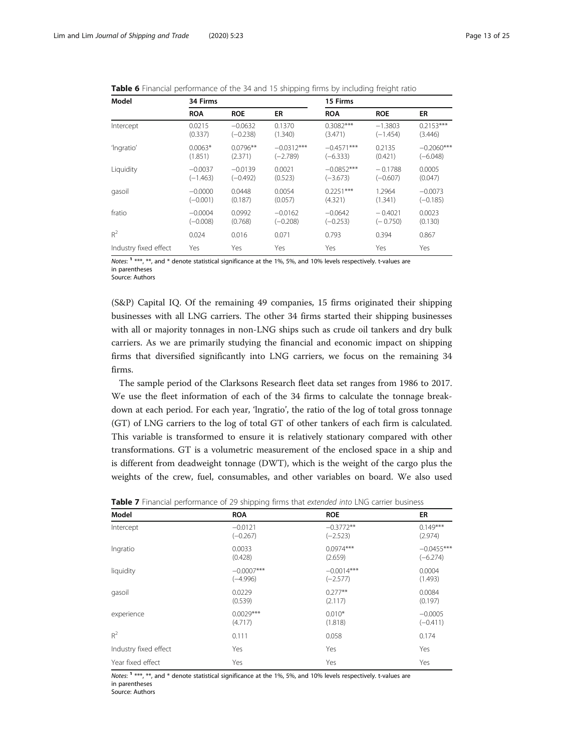**Table 6** Financial performance of the 34 and 15 shipping firms by including freight ratio

| Model | 34 Firms | | | 15 Firms | | |
|---|---|---|---|---|---|---|
| | ROA | ROE | ER | ROA | ROE | ER |
| Intercept | 0.0215<br>(0.337) | −0.0632<br>(−0.238) | 0.1370<br>(1.340) | 0.3082***<br>(3.471) | −1.3803<br>(−1.454) | 0.2153***<br>(3.446) |
| 'lngratio' | 0.0063*<br>(1.851) | 0.0796**<br>(2.371) | −0.0312***<br>(−2.789) | −0.4571***<br>(−6.333) | 0.2135<br>(0.421) | −0.2060***<br>(−6.048) |
| Liquidity | −0.0037<br>(−1.463) | −0.0139<br>(−0.492) | 0.0021<br>(0.523) | −0.0852***<br>(−3.673) | −0.1788<br>(−0.607) | 0.0005<br>(0.047) |
| gasoil | −0.0000<br>(−0.001) | 0.0448<br>(0.187) | 0.0054<br>(0.057) | 0.2251***<br>(4.321) | 1.2964<br>(1.341) | −0.0073<br>(−0.185) |
| fratio | −0.0004<br>(−0.008) | 0.0992<br>(0.768) | −0.0162<br>(−0.208) | −0.0642<br>(−0.253) | −0.4021<br>(−0.750) | 0.0023<br>(0.130) |
| $R^2$ | 0.024 | 0.016 | 0.071 | 0.793 | 0.394 | 0.867 |
| Industry fixed effect | Yes | Yes | Yes | Yes | Yes | Yes |

*Notes*: [1] ***, **, and * denote statistical significance at the 1%, 5%, and 10% levels respectively. t-values are in parentheses
Source: Authors

(S&P) Capital IQ. Of the remaining 49 companies, 15 firms originated their shipping businesses with all LNG carriers. The other 34 firms started their shipping businesses with all or majority tonnages in non-LNG ships such as crude oil tankers and dry bulk carriers. As we are primarily studying the financial and economic impact on shipping firms that diversified significantly into LNG carriers, we focus on the remaining 34 firms.

The sample period of the Clarksons Research fleet data set ranges from 1986 to 2017. We use the fleet information of each of the 34 firms to calculate the tonnage breakdown at each period. For each year, 'lngratio', the ratio of the log of total gross tonnage (GT) of LNG carriers to the log of total GT of other tankers of each firm is calculated. This variable is transformed to ensure it is relatively stationary compared with other transformations. GT is a volumetric measurement of the enclosed space in a ship and is different from deadweight tonnage (DWT), which is the weight of the cargo plus the weights of the crew, fuel, consumables, and other variables on board. We also used

**Table 7** Financial performance of 29 shipping firms that *extended into* LNG carrier business

| Model | ROA | ROE | ER |
|---|---|---|---|
| Intercept | −0.0121<br>(−0.267) | −0.3772**<br>(−2.523) | 0.149***<br>(2.974) |
| lngratio | 0.0033<br>(0.428) | 0.0974***<br>(2.659) | −0.0455***<br>(−6.274) |
| liquidity | −0.0007***<br>(−4.996) | −0.0014***<br>(−2.577) | 0.0004<br>(1.493) |
| gasoil | 0.0229<br>(0.539) | 0.277**<br>(2.117) | 0.0084<br>(0.197) |
| experience | 0.0029***<br>(4.717) | 0.010*<br>(1.818) | −0.0005<br>(−0.411) |
| $R^2$ | 0.111 | 0.058 | 0.174 |
| Industry fixed effect | Yes | Yes | Yes |
| Year fixed effect | Yes | Yes | Yes |

*Notes*: [1] ***, **, and * denote statistical significance at the 1%, 5%, and 10% levels respectively. t-values are in parentheses
Source: Authors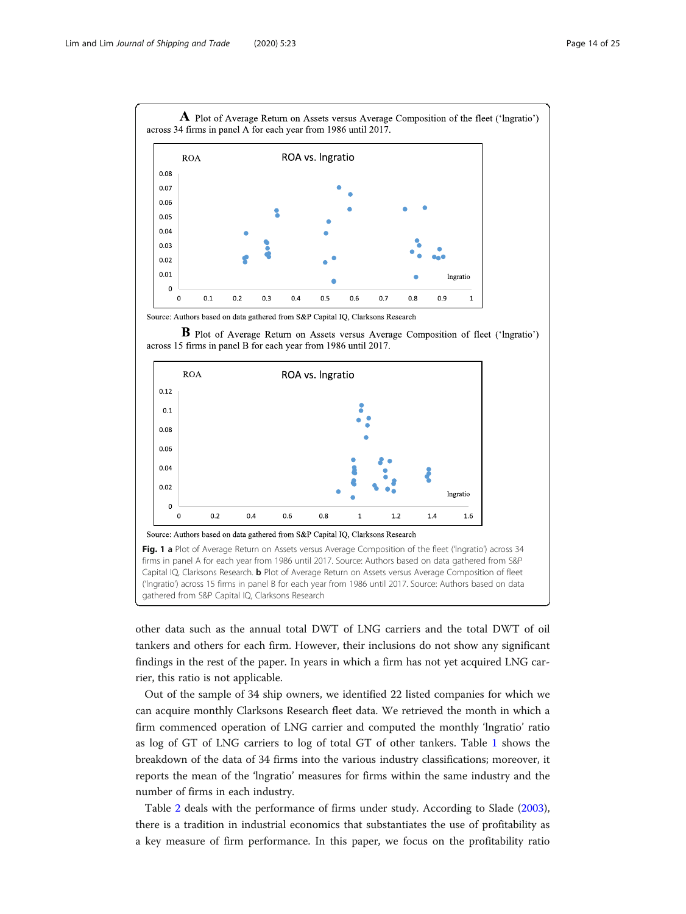**A** Plot of Average Return on Assets versus Average Composition of the fleet ('lngratio') across 34 firms in panel A for each year from 1986 until 2017.

Source: Authors based on data gathered from S&P Capital IQ, Clarksons Research

**B** Plot of Average Return on Assets versus Average Composition of fleet ('lngratio') across 15 firms in panel B for each year from 1986 until 2017.

Source: Authors based on data gathered from S&P Capital IQ, Clarksons Research

**Fig. 1 a** Plot of Average Return on Assets versus Average Composition of the fleet ('lngratio') across 34 firms in panel A for each year from 1986 until 2017. Source: Authors based on data gathered from S&P Capital IQ, Clarksons Research. **b** Plot of Average Return on Assets versus Average Composition of fleet ('lngratio') across 15 firms in panel B for each year from 1986 until 2017. Source: Authors based on data gathered from S&P Capital IQ, Clarksons Research

other data such as the annual total DWT of LNG carriers and the total DWT of oil tankers and others for each firm. However, their inclusions do not show any significant findings in the rest of the paper. In years in which a firm has not yet acquired LNG carrier, this ratio is not applicable.

Out of the sample of 34 ship owners, we identified 22 listed companies for which we can acquire monthly Clarksons Research fleet data. We retrieved the month in which a firm commenced operation of LNG carrier and computed the monthly 'lngratio' ratio as log of GT of LNG carriers to log of total GT of other tankers. Table 1 shows the breakdown of the data of 34 firms into the various industry classifications; moreover, it reports the mean of the 'lngratio' measures for firms within the same industry and the number of firms in each industry.

Table 2 deals with the performance of firms under study. According to Slade (2003), there is a tradition in industrial economics that substantiates the use of profitability as a key measure of firm performance. In this paper, we focus on the profitability ratio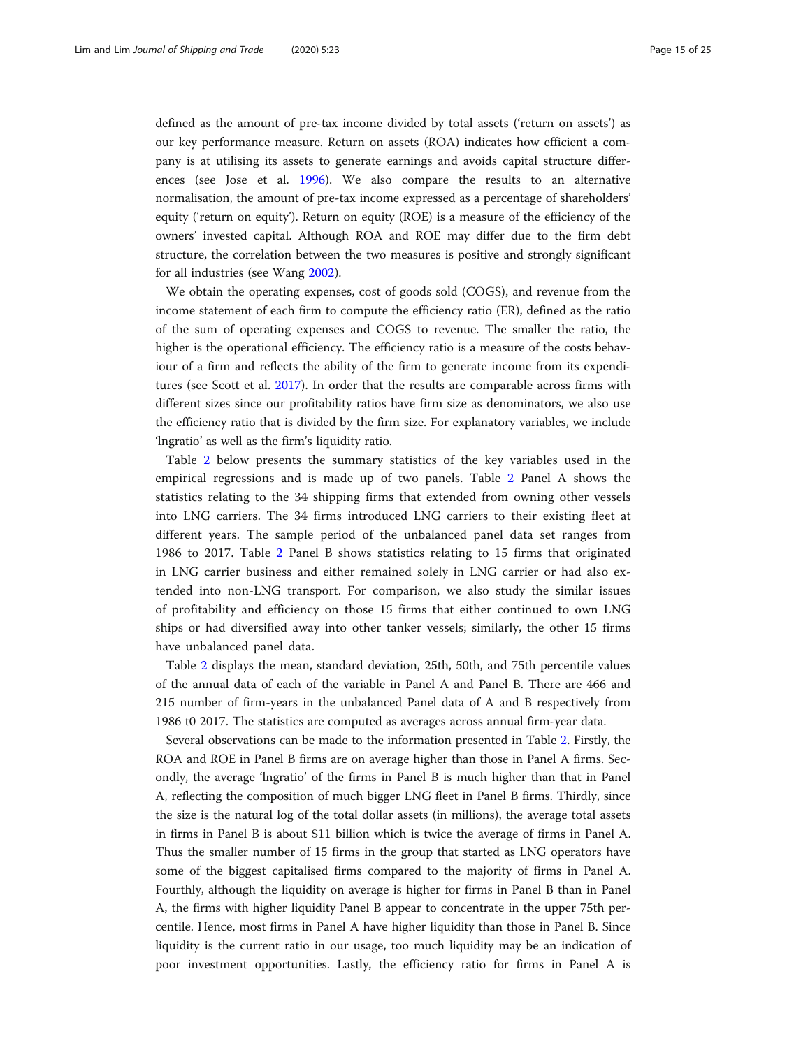defined as the amount of pre-tax income divided by total assets ('return on assets') as our key performance measure. Return on assets (ROA) indicates how efficient a company is at utilising its assets to generate earnings and avoids capital structure differences (see Jose et al. 1996). We also compare the results to an alternative normalisation, the amount of pre-tax income expressed as a percentage of shareholders' equity ('return on equity'). Return on equity (ROE) is a measure of the efficiency of the owners' invested capital. Although ROA and ROE may differ due to the firm debt structure, the correlation between the two measures is positive and strongly significant for all industries (see Wang 2002).

We obtain the operating expenses, cost of goods sold (COGS), and revenue from the income statement of each firm to compute the efficiency ratio (ER), defined as the ratio of the sum of operating expenses and COGS to revenue. The smaller the ratio, the higher is the operational efficiency. The efficiency ratio is a measure of the costs behaviour of a firm and reflects the ability of the firm to generate income from its expenditures (see Scott et al. 2017). In order that the results are comparable across firms with different sizes since our profitability ratios have firm size as denominators, we also use the efficiency ratio that is divided by the firm size. For explanatory variables, we include 'lngratio' as well as the firm's liquidity ratio.

Table 2 below presents the summary statistics of the key variables used in the empirical regressions and is made up of two panels. Table 2 Panel A shows the statistics relating to the 34 shipping firms that extended from owning other vessels into LNG carriers. The 34 firms introduced LNG carriers to their existing fleet at different years. The sample period of the unbalanced panel data set ranges from 1986 to 2017. Table 2 Panel B shows statistics relating to 15 firms that originated in LNG carrier business and either remained solely in LNG carrier or had also extended into non-LNG transport. For comparison, we also study the similar issues of profitability and efficiency on those 15 firms that either continued to own LNG ships or had diversified away into other tanker vessels; similarly, the other 15 firms have unbalanced panel data.

Table 2 displays the mean, standard deviation, 25th, 50th, and 75th percentile values of the annual data of each of the variable in Panel A and Panel B. There are 466 and 215 number of firm-years in the unbalanced Panel data of A and B respectively from 1986 t0 2017. The statistics are computed as averages across annual firm-year data.

Several observations can be made to the information presented in Table 2. Firstly, the ROA and ROE in Panel B firms are on average higher than those in Panel A firms. Secondly, the average 'lngratio' of the firms in Panel B is much higher than that in Panel A, reflecting the composition of much bigger LNG fleet in Panel B firms. Thirdly, since the size is the natural log of the total dollar assets (in millions), the average total assets in firms in Panel B is about \$11 billion which is twice the average of firms in Panel A. Thus the smaller number of 15 firms in the group that started as LNG operators have some of the biggest capitalised firms compared to the majority of firms in Panel A. Fourthly, although the liquidity on average is higher for firms in Panel B than in Panel A, the firms with higher liquidity Panel B appear to concentrate in the upper 75th percentile. Hence, most firms in Panel A have higher liquidity than those in Panel B. Since liquidity is the current ratio in our usage, too much liquidity may be an indication of poor investment opportunities. Lastly, the efficiency ratio for firms in Panel A is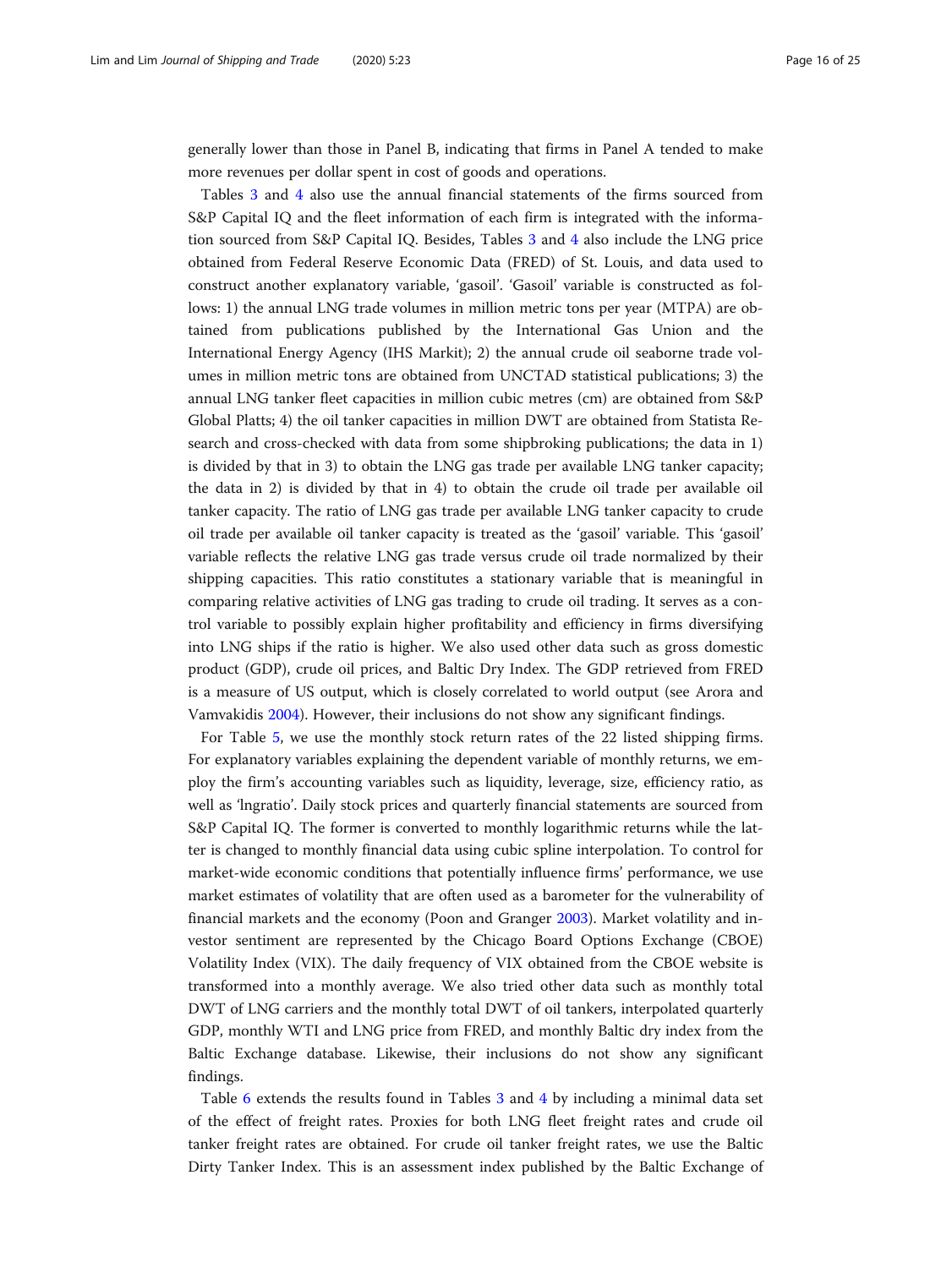generally lower than those in Panel B, indicating that firms in Panel A tended to make more revenues per dollar spent in cost of goods and operations.

Tables 3 and 4 also use the annual financial statements of the firms sourced from S&P Capital IQ and the fleet information of each firm is integrated with the information sourced from S&P Capital IQ. Besides, Tables 3 and 4 also include the LNG price obtained from Federal Reserve Economic Data (FRED) of St. Louis, and data used to construct another explanatory variable, 'gasoil'. 'Gasoil' variable is constructed as follows: 1) the annual LNG trade volumes in million metric tons per year (MTPA) are obtained from publications published by the International Gas Union and the International Energy Agency (IHS Markit); 2) the annual crude oil seaborne trade volumes in million metric tons are obtained from UNCTAD statistical publications; 3) the annual LNG tanker fleet capacities in million cubic metres (cm) are obtained from S&P Global Platts; 4) the oil tanker capacities in million DWT are obtained from Statista Research and cross-checked with data from some shipbroking publications; the data in 1) is divided by that in 3) to obtain the LNG gas trade per available LNG tanker capacity; the data in 2) is divided by that in 4) to obtain the crude oil trade per available oil tanker capacity. The ratio of LNG gas trade per available LNG tanker capacity to crude oil trade per available oil tanker capacity is treated as the 'gasoil' variable. This 'gasoil' variable reflects the relative LNG gas trade versus crude oil trade normalized by their shipping capacities. This ratio constitutes a stationary variable that is meaningful in comparing relative activities of LNG gas trading to crude oil trading. It serves as a control variable to possibly explain higher profitability and efficiency in firms diversifying into LNG ships if the ratio is higher. We also used other data such as gross domestic product (GDP), crude oil prices, and Baltic Dry Index. The GDP retrieved from FRED is a measure of US output, which is closely correlated to world output (see Arora and Vamvakidis 2004). However, their inclusions do not show any significant findings.

For Table 5, we use the monthly stock return rates of the 22 listed shipping firms. For explanatory variables explaining the dependent variable of monthly returns, we employ the firm's accounting variables such as liquidity, leverage, size, efficiency ratio, as well as 'lngratio'. Daily stock prices and quarterly financial statements are sourced from S&P Capital IQ. The former is converted to monthly logarithmic returns while the latter is changed to monthly financial data using cubic spline interpolation. To control for market-wide economic conditions that potentially influence firms' performance, we use market estimates of volatility that are often used as a barometer for the vulnerability of financial markets and the economy (Poon and Granger 2003). Market volatility and investor sentiment are represented by the Chicago Board Options Exchange (CBOE) Volatility Index (VIX). The daily frequency of VIX obtained from the CBOE website is transformed into a monthly average. We also tried other data such as monthly total DWT of LNG carriers and the monthly total DWT of oil tankers, interpolated quarterly GDP, monthly WTI and LNG price from FRED, and monthly Baltic dry index from the Baltic Exchange database. Likewise, their inclusions do not show any significant findings.

Table 6 extends the results found in Tables 3 and 4 by including a minimal data set of the effect of freight rates. Proxies for both LNG fleet freight rates and crude oil tanker freight rates are obtained. For crude oil tanker freight rates, we use the Baltic Dirty Tanker Index. This is an assessment index published by the Baltic Exchange of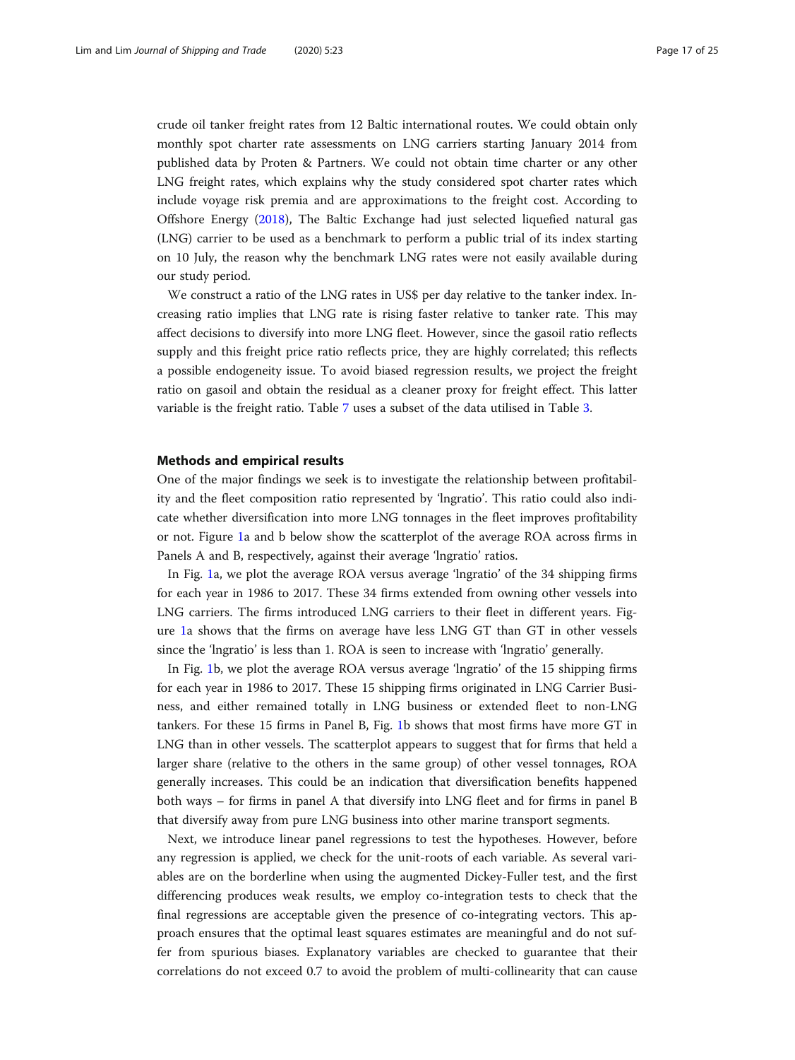crude oil tanker freight rates from 12 Baltic international routes. We could obtain only monthly spot charter rate assessments on LNG carriers starting January 2014 from published data by Proten & Partners. We could not obtain time charter or any other LNG freight rates, which explains why the study considered spot charter rates which include voyage risk premia and are approximations to the freight cost. According to Offshore Energy (2018), The Baltic Exchange had just selected liquefied natural gas (LNG) carrier to be used as a benchmark to perform a public trial of its index starting on 10 July, the reason why the benchmark LNG rates were not easily available during our study period.

We construct a ratio of the LNG rates in US$ per day relative to the tanker index. Increasing ratio implies that LNG rate is rising faster relative to tanker rate. This may affect decisions to diversify into more LNG fleet. However, since the gasoil ratio reflects supply and this freight price ratio reflects price, they are highly correlated; this reflects a possible endogeneity issue. To avoid biased regression results, we project the freight ratio on gasoil and obtain the residual as a cleaner proxy for freight effect. This latter variable is the freight ratio. Table 7 uses a subset of the data utilised in Table 3.

## Methods and empirical results

One of the major findings we seek is to investigate the relationship between profitability and the fleet composition ratio represented by 'lngratio'. This ratio could also indicate whether diversification into more LNG tonnages in the fleet improves profitability or not. Figure 1a and b below show the scatterplot of the average ROA across firms in Panels A and B, respectively, against their average 'lngratio' ratios.

In Fig. 1a, we plot the average ROA versus average 'lngratio' of the 34 shipping firms for each year in 1986 to 2017. These 34 firms extended from owning other vessels into LNG carriers. The firms introduced LNG carriers to their fleet in different years. Figure 1a shows that the firms on average have less LNG GT than GT in other vessels since the 'lngratio' is less than 1. ROA is seen to increase with 'lngratio' generally.

In Fig. 1b, we plot the average ROA versus average 'lngratio' of the 15 shipping firms for each year in 1986 to 2017. These 15 shipping firms originated in LNG Carrier Business, and either remained totally in LNG business or extended fleet to non-LNG tankers. For these 15 firms in Panel B, Fig. 1b shows that most firms have more GT in LNG than in other vessels. The scatterplot appears to suggest that for firms that held a larger share (relative to the others in the same group) of other vessel tonnages, ROA generally increases. This could be an indication that diversification benefits happened both ways – for firms in panel A that diversify into LNG fleet and for firms in panel B that diversify away from pure LNG business into other marine transport segments.

Next, we introduce linear panel regressions to test the hypotheses. However, before any regression is applied, we check for the unit-roots of each variable. As several variables are on the borderline when using the augmented Dickey-Fuller test, and the first differencing produces weak results, we employ co-integration tests to check that the final regressions are acceptable given the presence of co-integrating vectors. This approach ensures that the optimal least squares estimates are meaningful and do not suffer from spurious biases. Explanatory variables are checked to guarantee that their correlations do not exceed 0.7 to avoid the problem of multi-collinearity that can cause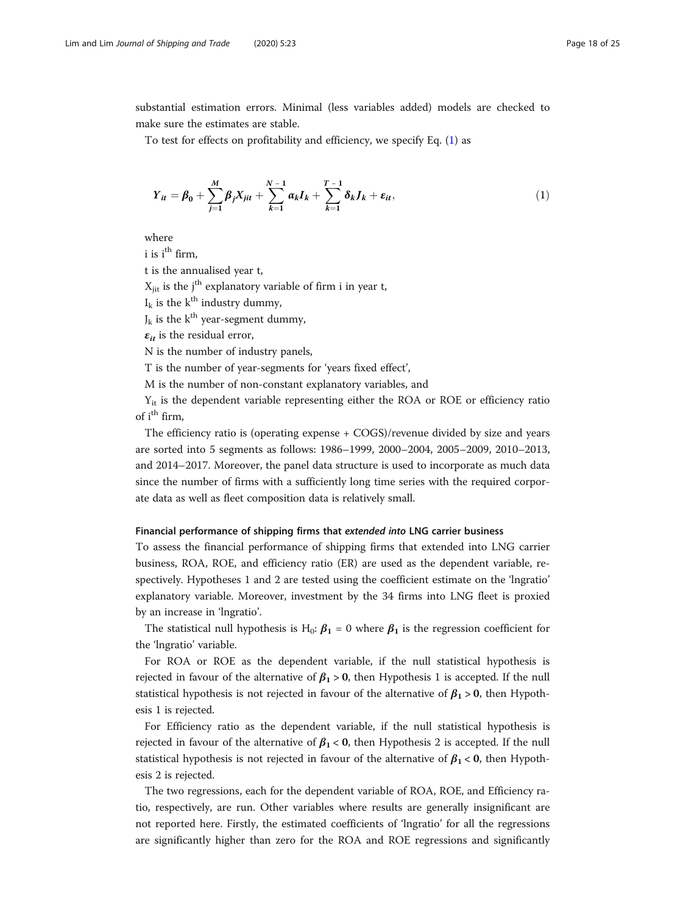substantial estimation errors. Minimal (less variables added) models are checked to make sure the estimates are stable.

To test for effects on profitability and efficiency, we specify Eq. (1) as

$$Y_{it} = \beta_0 + \sum_{j=1}^{M} \beta_j X_{jit} + \sum_{k=1}^{N-1} \alpha_k I_k + \sum_{k=1}^{T-1} \delta_k J_k + \varepsilon_{it}, \quad (1)$$

where

i is $i^{th}$ firm,

t is the annualised year t,

$X_{jit}$ is the $j^{th}$ explanatory variable of firm i in year t,

$I_k$ is the $k^{th}$ industry dummy,

$J_k$ is the $k^{th}$ year-segment dummy,

$\varepsilon_{it}$ is the residual error,

N is the number of industry panels,

T is the number of year-segments for 'years fixed effect',

M is the number of non-constant explanatory variables, and

$Y_{it}$ is the dependent variable representing either the ROA or ROE or efficiency ratio of $i^{th}$ firm,

The efficiency ratio is (operating expense + COGS)/revenue divided by size and years are sorted into 5 segments as follows: 1986–1999, 2000–2004, 2005–2009, 2010–2013, and 2014–2017. Moreover, the panel data structure is used to incorporate as much data since the number of firms with a sufficiently long time series with the required corporate data as well as fleet composition data is relatively small.

### Financial performance of shipping firms that *extended into* LNG carrier business

To assess the financial performance of shipping firms that extended into LNG carrier business, ROA, ROE, and efficiency ratio (ER) are used as the dependent variable, respectively. Hypotheses 1 and 2 are tested using the coefficient estimate on the 'lngratio' explanatory variable. Moreover, investment by the 34 firms into LNG fleet is proxied by an increase in 'lngratio'.

The statistical null hypothesis is $H_0$: $\beta_1 = 0$ where $\beta_1$ is the regression coefficient for the 'lngratio' variable.

For ROA or ROE as the dependent variable, if the null statistical hypothesis is rejected in favour of the alternative of $\beta_1 > 0$, then Hypothesis 1 is accepted. If the null statistical hypothesis is not rejected in favour of the alternative of $\beta_1 > 0$, then Hypothesis 1 is rejected.

For Efficiency ratio as the dependent variable, if the null statistical hypothesis is rejected in favour of the alternative of $\beta_1 < 0$, then Hypothesis 2 is accepted. If the null statistical hypothesis is not rejected in favour of the alternative of $\beta_1 < 0$, then Hypothesis 2 is rejected.

The two regressions, each for the dependent variable of ROA, ROE, and Efficiency ratio, respectively, are run. Other variables where results are generally insignificant are not reported here. Firstly, the estimated coefficients of 'lngratio' for all the regressions are significantly higher than zero for the ROA and ROE regressions and significantly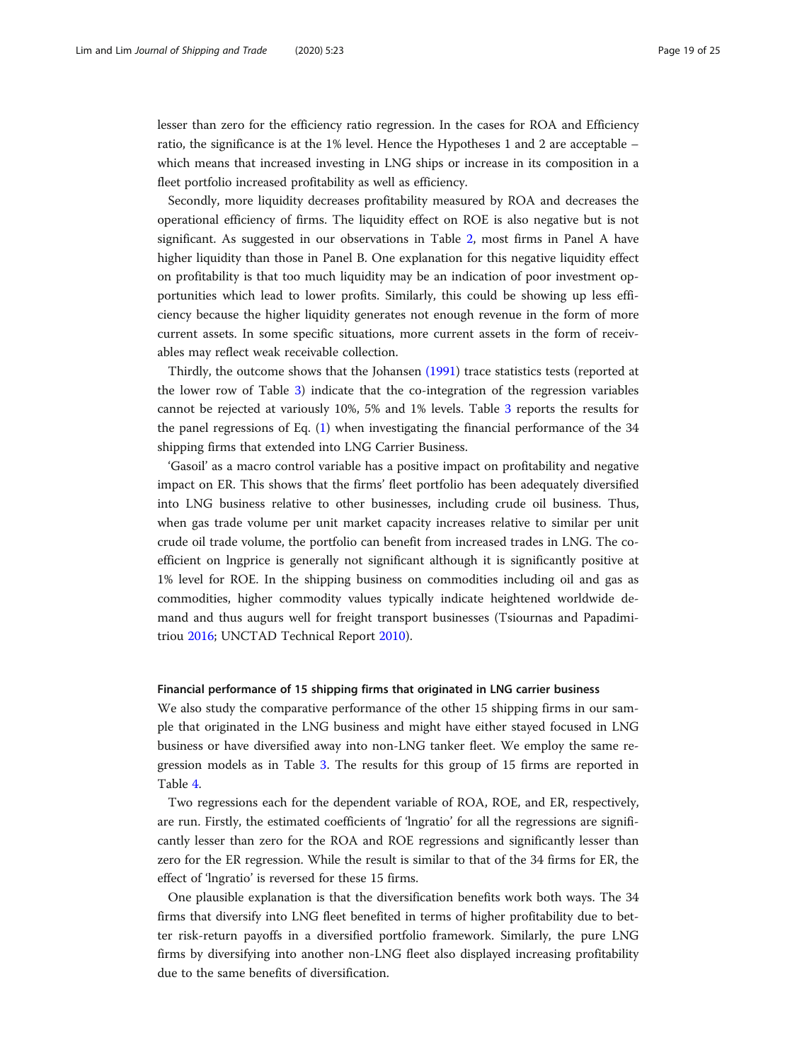lesser than zero for the efficiency ratio regression. In the cases for ROA and Efficiency ratio, the significance is at the 1% level. Hence the Hypotheses 1 and 2 are acceptable – which means that increased investing in LNG ships or increase in its composition in a fleet portfolio increased profitability as well as efficiency.

Secondly, more liquidity decreases profitability measured by ROA and decreases the operational efficiency of firms. The liquidity effect on ROE is also negative but is not significant. As suggested in our observations in Table 2, most firms in Panel A have higher liquidity than those in Panel B. One explanation for this negative liquidity effect on profitability is that too much liquidity may be an indication of poor investment opportunities which lead to lower profits. Similarly, this could be showing up less efficiency because the higher liquidity generates not enough revenue in the form of more current assets. In some specific situations, more current assets in the form of receivables may reflect weak receivable collection.

Thirdly, the outcome shows that the Johansen (1991) trace statistics tests (reported at the lower row of Table 3) indicate that the co-integration of the regression variables cannot be rejected at variously 10%, 5% and 1% levels. Table 3 reports the results for the panel regressions of Eq. (1) when investigating the financial performance of the 34 shipping firms that extended into LNG Carrier Business.

'Gasoil' as a macro control variable has a positive impact on profitability and negative impact on ER. This shows that the firms' fleet portfolio has been adequately diversified into LNG business relative to other businesses, including crude oil business. Thus, when gas trade volume per unit market capacity increases relative to similar per unit crude oil trade volume, the portfolio can benefit from increased trades in LNG. The coefficient on lngprice is generally not significant although it is significantly positive at 1% level for ROE. In the shipping business on commodities including oil and gas as commodities, higher commodity values typically indicate heightened worldwide demand and thus augurs well for freight transport businesses (Tsiournas and Papadimitriou 2016; UNCTAD Technical Report 2010).

#### Financial performance of 15 shipping firms that originated in LNG carrier business

We also study the comparative performance of the other 15 shipping firms in our sample that originated in the LNG business and might have either stayed focused in LNG business or have diversified away into non-LNG tanker fleet. We employ the same regression models as in Table 3. The results for this group of 15 firms are reported in Table 4.

Two regressions each for the dependent variable of ROA, ROE, and ER, respectively, are run. Firstly, the estimated coefficients of 'lngratio' for all the regressions are significantly lesser than zero for the ROA and ROE regressions and significantly lesser than zero for the ER regression. While the result is similar to that of the 34 firms for ER, the effect of 'lngratio' is reversed for these 15 firms.

One plausible explanation is that the diversification benefits work both ways. The 34 firms that diversify into LNG fleet benefited in terms of higher profitability due to better risk-return payoffs in a diversified portfolio framework. Similarly, the pure LNG firms by diversifying into another non-LNG fleet also displayed increasing profitability due to the same benefits of diversification.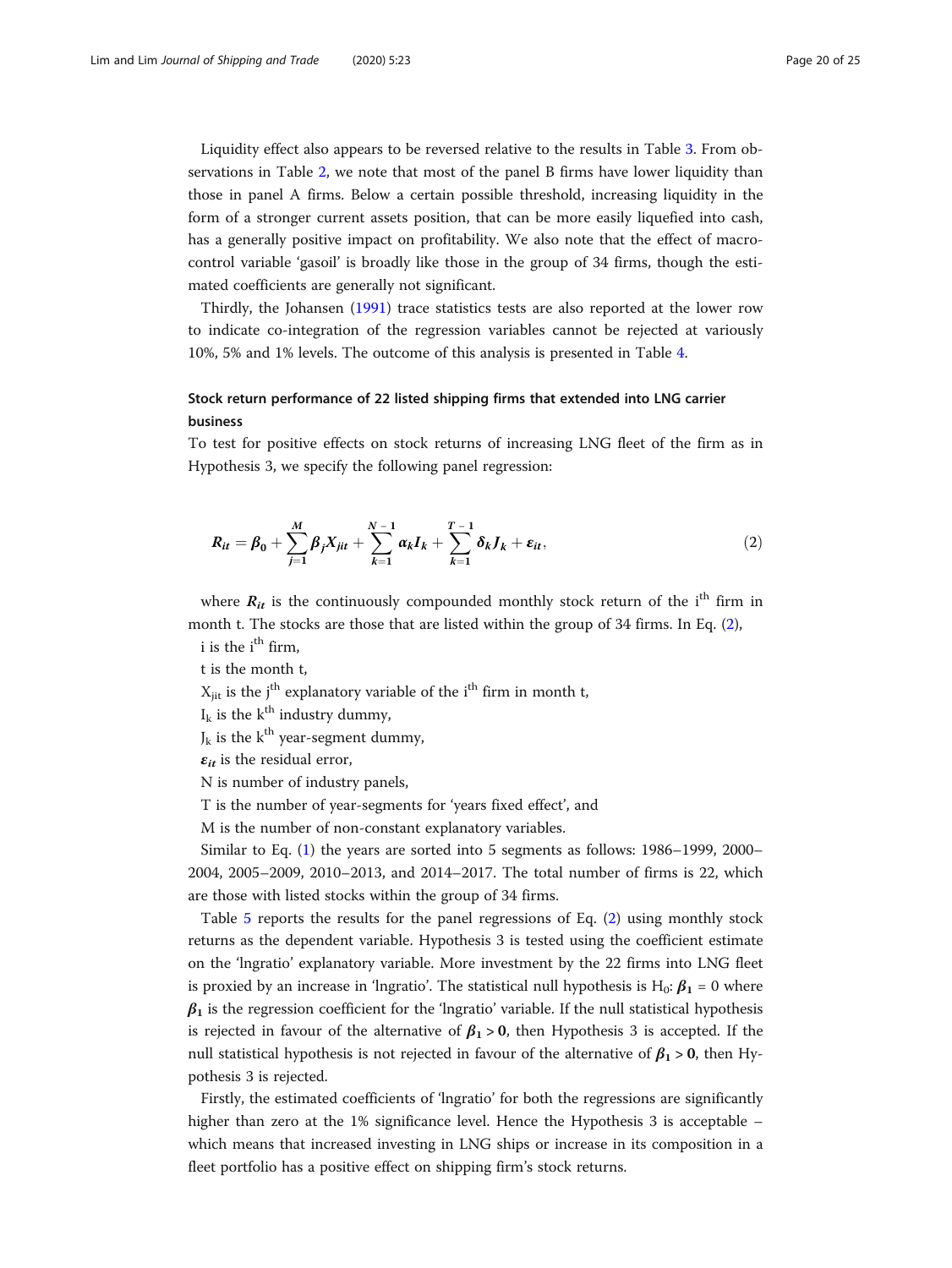Liquidity effect also appears to be reversed relative to the results in Table 3. From observations in Table 2, we note that most of the panel B firms have lower liquidity than those in panel A firms. Below a certain possible threshold, increasing liquidity in the form of a stronger current assets position, that can be more easily liquefied into cash, has a generally positive impact on profitability. We also note that the effect of macro-control variable 'gasoil' is broadly like those in the group of 34 firms, though the estimated coefficients are generally not significant.

Thirdly, the Johansen (1991) trace statistics tests are also reported at the lower row to indicate co-integration of the regression variables cannot be rejected at variously 10%, 5% and 1% levels. The outcome of this analysis is presented in Table 4.

### Stock return performance of 22 listed shipping firms that extended into LNG carrier business

To test for positive effects on stock returns of increasing LNG fleet of the firm as in Hypothesis 3, we specify the following panel regression:

$$\boldsymbol{R_{it}} = \boldsymbol{\beta_0} + \sum_{j=1}^{M} \boldsymbol{\beta_j X_{jit}} + \sum_{k=1}^{N-1} \boldsymbol{\alpha_k I_k} + \sum_{k=1}^{T-1} \boldsymbol{\delta_k J_k} + \boldsymbol{\varepsilon_{it}}, \tag{2}$$

where $\boldsymbol{R_{it}}$ is the continuously compounded monthly stock return of the i$^{th}$ firm in month t. The stocks are those that are listed within the group of 34 firms. In Eq. (2),

i is the i$^{th}$ firm,

t is the month t,

$X_{jit}$ is the j$^{th}$ explanatory variable of the i$^{th}$ firm in month t,

$I_k$ is the k$^{th}$ industry dummy,

$J_k$ is the k$^{th}$ year-segment dummy,

$\boldsymbol{\varepsilon_{it}}$ is the residual error,

N is number of industry panels,

T is the number of year-segments for 'years fixed effect', and

M is the number of non-constant explanatory variables.

Similar to Eq. (1) the years are sorted into 5 segments as follows: 1986–1999, 2000–2004, 2005–2009, 2010–2013, and 2014–2017. The total number of firms is 22, which are those with listed stocks within the group of 34 firms.

Table 5 reports the results for the panel regressions of Eq. (2) using monthly stock returns as the dependent variable. Hypothesis 3 is tested using the coefficient estimate on the 'lngratio' explanatory variable. More investment by the 22 firms into LNG fleet is proxied by an increase in 'lngratio'. The statistical null hypothesis is $H_0$: $\boldsymbol{\beta_1} = 0$ where $\boldsymbol{\beta_1}$ is the regression coefficient for the 'lngratio' variable. If the null statistical hypothesis is rejected in favour of the alternative of $\boldsymbol{\beta_1 > 0}$, then Hypothesis 3 is accepted. If the null statistical hypothesis is not rejected in favour of the alternative of $\boldsymbol{\beta_1 > 0}$, then Hypothesis 3 is rejected.

Firstly, the estimated coefficients of 'lngratio' for both the regressions are significantly higher than zero at the 1% significance level. Hence the Hypothesis 3 is acceptable – which means that increased investing in LNG ships or increase in its composition in a fleet portfolio has a positive effect on shipping firm's stock returns.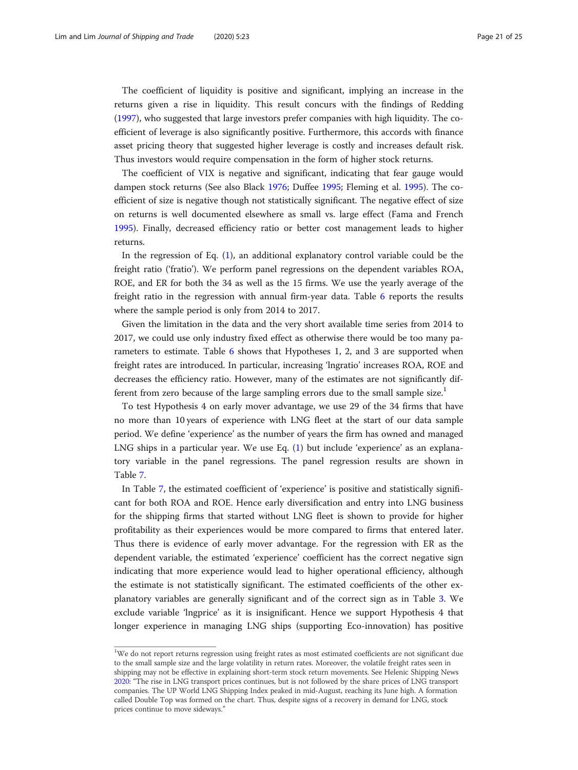The coefficient of liquidity is positive and significant, implying an increase in the returns given a rise in liquidity. This result concurs with the findings of Redding (1997), who suggested that large investors prefer companies with high liquidity. The coefficient of leverage is also significantly positive. Furthermore, this accords with finance asset pricing theory that suggested higher leverage is costly and increases default risk. Thus investors would require compensation in the form of higher stock returns.

The coefficient of VIX is negative and significant, indicating that fear gauge would dampen stock returns (See also Black 1976; Duffee 1995; Fleming et al. 1995). The coefficient of size is negative though not statistically significant. The negative effect of size on returns is well documented elsewhere as small vs. large effect (Fama and French 1995). Finally, decreased efficiency ratio or better cost management leads to higher returns.

In the regression of Eq. (1), an additional explanatory control variable could be the freight ratio ('fratio'). We perform panel regressions on the dependent variables ROA, ROE, and ER for both the 34 as well as the 15 firms. We use the yearly average of the freight ratio in the regression with annual firm-year data. Table 6 reports the results where the sample period is only from 2014 to 2017.

Given the limitation in the data and the very short available time series from 2014 to 2017, we could use only industry fixed effect as otherwise there would be too many parameters to estimate. Table 6 shows that Hypotheses 1, 2, and 3 are supported when freight rates are introduced. In particular, increasing 'lngratio' increases ROA, ROE and decreases the efficiency ratio. However, many of the estimates are not significantly different from zero because of the large sampling errors due to the small sample size.[1]

To test Hypothesis 4 on early mover advantage, we use 29 of the 34 firms that have no more than 10 years of experience with LNG fleet at the start of our data sample period. We define 'experience' as the number of years the firm has owned and managed LNG ships in a particular year. We use Eq. (1) but include 'experience' as an explanatory variable in the panel regressions. The panel regression results are shown in Table 7.

In Table 7, the estimated coefficient of 'experience' is positive and statistically significant for both ROA and ROE. Hence early diversification and entry into LNG business for the shipping firms that started without LNG fleet is shown to provide for higher profitability as their experiences would be more compared to firms that entered later. Thus there is evidence of early mover advantage. For the regression with ER as the dependent variable, the estimated 'experience' coefficient has the correct negative sign indicating that more experience would lead to higher operational efficiency, although the estimate is not statistically significant. The estimated coefficients of the other explanatory variables are generally significant and of the correct sign as in Table 3. We exclude variable 'lngprice' as it is insignificant. Hence we support Hypothesis 4 that longer experience in managing LNG ships (supporting Eco-innovation) has positive

---

[1] We do not report returns regression using freight rates as most estimated coefficients are not significant due to the small sample size and the large volatility in return rates. Moreover, the volatile freight rates seen in shipping may not be effective in explaining short-term stock return movements. See Helenic Shipping News 2020: "The rise in LNG transport prices continues, but is not followed by the share prices of LNG transport companies. The UP World LNG Shipping Index peaked in mid-August, reaching its June high. A formation called Double Top was formed on the chart. Thus, despite signs of a recovery in demand for LNG, stock prices continue to move sideways."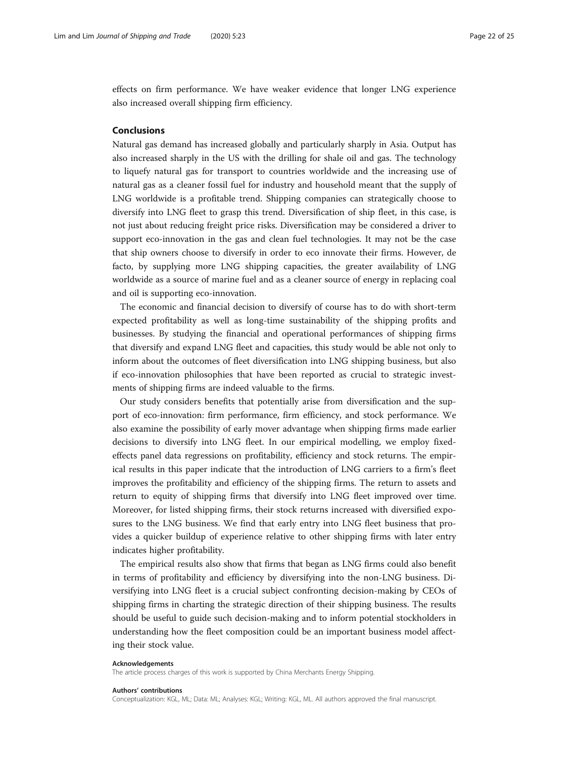effects on firm performance. We have weaker evidence that longer LNG experience also increased overall shipping firm efficiency.

## Conclusions

Natural gas demand has increased globally and particularly sharply in Asia. Output has also increased sharply in the US with the drilling for shale oil and gas. The technology to liquefy natural gas for transport to countries worldwide and the increasing use of natural gas as a cleaner fossil fuel for industry and household meant that the supply of LNG worldwide is a profitable trend. Shipping companies can strategically choose to diversify into LNG fleet to grasp this trend. Diversification of ship fleet, in this case, is not just about reducing freight price risks. Diversification may be considered a driver to support eco-innovation in the gas and clean fuel technologies. It may not be the case that ship owners choose to diversify in order to eco innovate their firms. However, de facto, by supplying more LNG shipping capacities, the greater availability of LNG worldwide as a source of marine fuel and as a cleaner source of energy in replacing coal and oil is supporting eco-innovation.

The economic and financial decision to diversify of course has to do with short-term expected profitability as well as long-time sustainability of the shipping profits and businesses. By studying the financial and operational performances of shipping firms that diversify and expand LNG fleet and capacities, this study would be able not only to inform about the outcomes of fleet diversification into LNG shipping business, but also if eco-innovation philosophies that have been reported as crucial to strategic investments of shipping firms are indeed valuable to the firms.

Our study considers benefits that potentially arise from diversification and the support of eco-innovation: firm performance, firm efficiency, and stock performance. We also examine the possibility of early mover advantage when shipping firms made earlier decisions to diversify into LNG fleet. In our empirical modelling, we employ fixed-effects panel data regressions on profitability, efficiency and stock returns. The empirical results in this paper indicate that the introduction of LNG carriers to a firm's fleet improves the profitability and efficiency of the shipping firms. The return to assets and return to equity of shipping firms that diversify into LNG fleet improved over time. Moreover, for listed shipping firms, their stock returns increased with diversified exposures to the LNG business. We find that early entry into LNG fleet business that provides a quicker buildup of experience relative to other shipping firms with later entry indicates higher profitability.

The empirical results also show that firms that began as LNG firms could also benefit in terms of profitability and efficiency by diversifying into the non-LNG business. Diversifying into LNG fleet is a crucial subject confronting decision-making by CEOs of shipping firms in charting the strategic direction of their shipping business. The results should be useful to guide such decision-making and to inform potential stockholders in understanding how the fleet composition could be an important business model affecting their stock value.

#### Acknowledgements

The article process charges of this work is supported by China Merchants Energy Shipping.

#### Authors' contributions

Conceptualization: KGL, ML; Data: ML; Analyses: KGL; Writing: KGL, ML. All authors approved the final manuscript.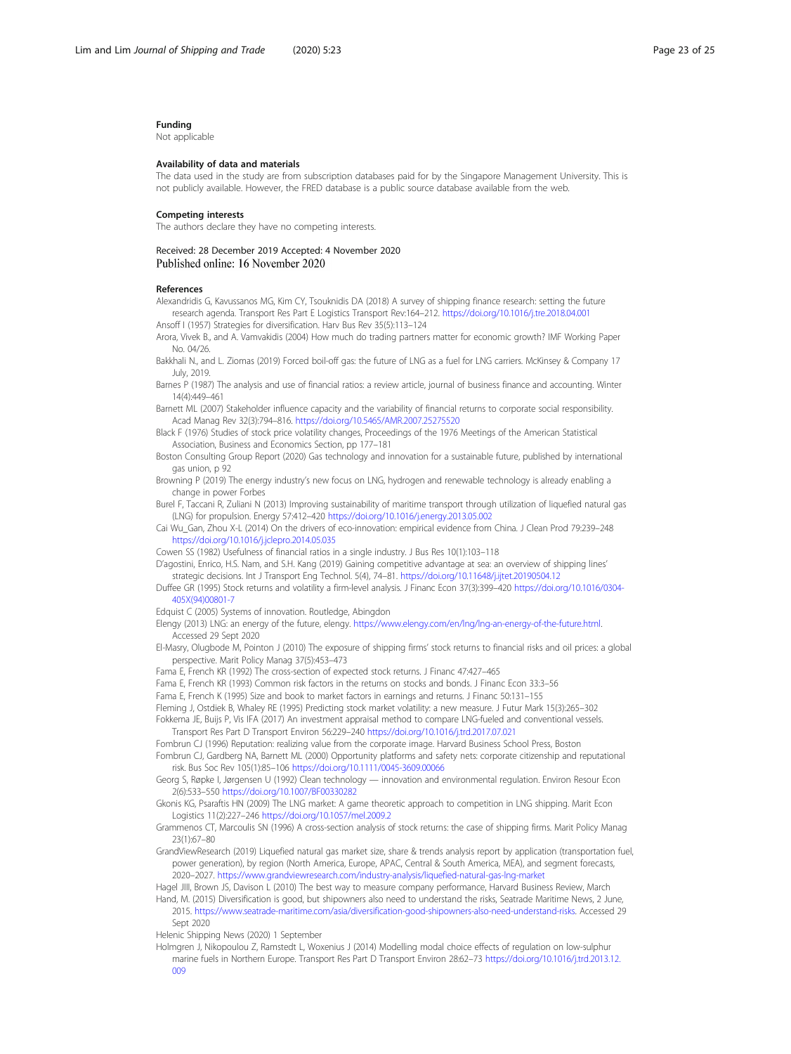### Funding

Not applicable

### Availability of data and materials

The data used in the study are from subscription databases paid for by the Singapore Management University. This is not publicly available. However, the FRED database is a public source database available from the web.

### Competing interests

The authors declare they have no competing interests.

Received: 28 December 2019 Accepted: 4 November 2020
Published online: 16 November 2020

### References

Alexandridis G, Kavussanos MG, Kim CY, Tsouknidis DA (2018) A survey of shipping finance research: setting the future research agenda. Transport Res Part E Logistics Transport Rev:164–212. https://doi.org/10.1016/j.tre.2018.04.001

Ansoff I (1957) Strategies for diversification. Harv Bus Rev 35(5):113–124

Arora, Vivek B., and A. Vamvakidis (2004) How much do trading partners matter for economic growth? IMF Working Paper No. 04/26.

Bakkhali N., and L. Ziomas (2019) Forced boil-off gas: the future of LNG as a fuel for LNG carriers. McKinsey & Company 17 July, 2019.

Barnes P (1987) The analysis and use of financial ratios: a review article, journal of business finance and accounting. Winter 14(4):449–461

Barnett ML (2007) Stakeholder influence capacity and the variability of financial returns to corporate social responsibility. Acad Manag Rev 32(3):794–816. https://doi.org/10.5465/AMR.2007.25275520

Black F (1976) Studies of stock price volatility changes, Proceedings of the 1976 Meetings of the American Statistical Association, Business and Economics Section, pp 177–181

Boston Consulting Group Report (2020) Gas technology and innovation for a sustainable future, published by international gas union, p 92

Browning P (2019) The energy industry's new focus on LNG, hydrogen and renewable technology is already enabling a change in power Forbes

Burel F, Taccani R, Zuliani N (2013) Improving sustainability of maritime transport through utilization of liquefied natural gas (LNG) for propulsion. Energy 57:412–420 https://doi.org/10.1016/j.energy.2013.05.002

Cai Wu_Gan, Zhou X-L (2014) On the drivers of eco-innovation: empirical evidence from China. J Clean Prod 79:239–248 https://doi.org/10.1016/j.jclepro.2014.05.035

Cowen SS (1982) Usefulness of financial ratios in a single industry. J Bus Res 10(1):103–118

D'agostini, Enrico, H.S. Nam, and S.H. Kang (2019) Gaining competitive advantage at sea: an overview of shipping lines' strategic decisions. Int J Transport Eng Technol. 5(4), 74–81. https://doi.org/10.11648/j.ijtet.20190504.12

Duffee GR (1995) Stock returns and volatility a firm-level analysis. J Financ Econ 37(3):399–420 https://doi.org/10.1016/0304-405X(94)00801-7

Edquist C (2005) Systems of innovation. Routledge, Abingdon

Elengy (2013) LNG: an energy of the future, elengy. https://www.elengy.com/en/lng/lng-an-energy-of-the-future.html. Accessed 29 Sept 2020

El-Masry, Olugbode M, Pointon J (2010) The exposure of shipping firms' stock returns to financial risks and oil prices: a global perspective. Marit Policy Manag 37(5):453–473

Fama E, French KR (1992) The cross-section of expected stock returns. J Financ 47:427–465

Fama E, French KR (1993) Common risk factors in the returns on stocks and bonds. J Financ Econ 33:3–56

Fama E, French K (1995) Size and book to market factors in earnings and returns. J Financ 50:131–155

Fleming J, Ostdiek B, Whaley RE (1995) Predicting stock market volatility: a new measure. J Futur Mark 15(3):265–302

Fokkema JE, Buijs P, Vis IFA (2017) An investment appraisal method to compare LNG-fueled and conventional vessels. Transport Res Part D Transport Environ 56:229–240 https://doi.org/10.1016/j.trd.2017.07.021

Fombrun CJ (1996) Reputation: realizing value from the corporate image. Harvard Business School Press, Boston

Fombrun CJ, Gardberg NA, Barnett ML (2000) Opportunity platforms and safety nets: corporate citizenship and reputational risk. Bus Soc Rev 105(1):85–106 https://doi.org/10.1111/0045-3609.00066

Georg S, Røpke I, Jørgensen U (1992) Clean technology — innovation and environmental regulation. Environ Resour Econ 2(6):533–550 https://doi.org/10.1007/BF00330282

Gkonis KG, Psaraftis HN (2009) The LNG market: A game theoretic approach to competition in LNG shipping. Marit Econ Logistics 11(2):227–246 https://doi.org/10.1057/mel.2009.2

Grammenos CT, Marcoulis SN (1996) A cross-section analysis of stock returns: the case of shipping firms. Marit Policy Manag 23(1):67–80

GrandViewResearch (2019) Liquefied natural gas market size, share & trends analysis report by application (transportation fuel, power generation), by region (North America, Europe, APAC, Central & South America, MEA), and segment forecasts, 2020–2027. https://www.grandviewresearch.com/industry-analysis/liquefied-natural-gas-lng-market

Hagel JIII, Brown JS, Davison L (2010) The best way to measure company performance, Harvard Business Review, March

Hand, M. (2015) Diversification is good, but shipowners also need to understand the risks, Seatrade Maritime News, 2 June, 2015. https://www.seatrade-maritime.com/asia/diversification-good-shipowners-also-need-understand-risks. Accessed 29 Sept 2020

Helenic Shipping News (2020) 1 September

Holmgren J, Nikopoulou Z, Ramstedt L, Woxenius J (2014) Modelling modal choice effects of regulation on low-sulphur marine fuels in Northern Europe. Transport Res Part D Transport Environ 28:62–73 https://doi.org/10.1016/j.trd.2013.12.009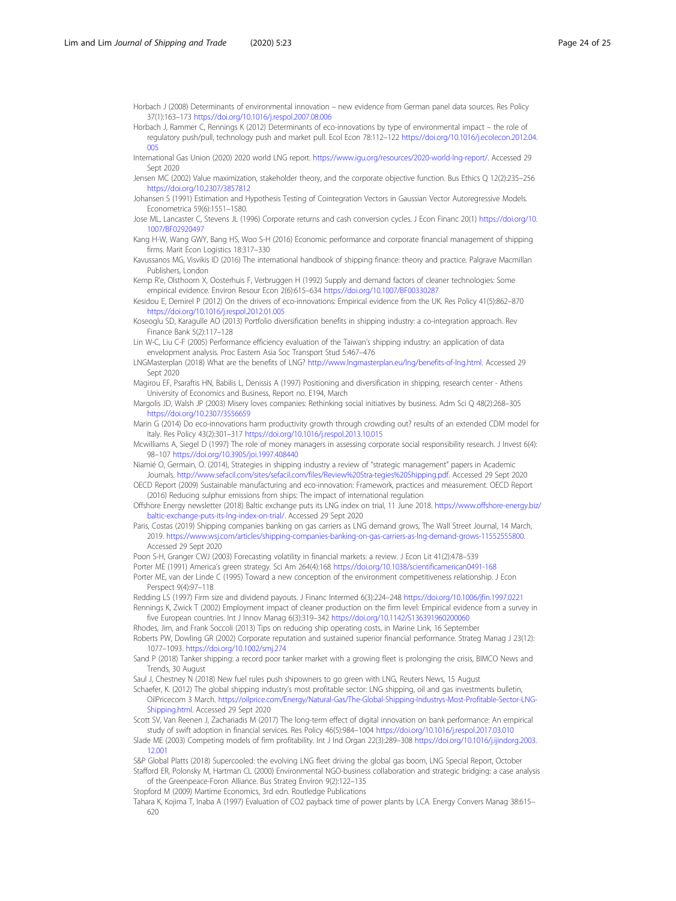Horbach J (2008) Determinants of environmental innovation – new evidence from German panel data sources. Res Policy 37(1):163–173 https://doi.org/10.1016/j.respol.2007.08.006

Horbach J, Rammer C, Rennings K (2012) Determinants of eco-innovations by type of environmental impact – the role of regulatory push/pull, technology push and market pull. Ecol Econ 78:112–122 https://doi.org/10.1016/j.ecolecon.2012.04.005

International Gas Union (2020) 2020 world LNG report. https://www.igu.org/resources/2020-world-lng-report/. Accessed 29 Sept 2020

Jensen MC (2002) Value maximization, stakeholder theory, and the corporate objective function. Bus Ethics Q 12(2):235–256 https://doi.org/10.2307/3857812

Johansen S (1991) Estimation and Hypothesis Testing of Cointegration Vectors in Gaussian Vector Autoregressive Models. Econometrica 59(6):1551–1580.

Jose ML, Lancaster C, Stevens JL (1996) Corporate returns and cash conversion cycles. J Econ Financ 20(1) https://doi.org/10.1007/BF02920497

Kang H-W, Wang GWY, Bang HS, Woo S-H (2016) Economic performance and corporate financial management of shipping firms. Marit Econ Logistics 18:317–330

Kavussanos MG, Visvikis ID (2016) The international handbook of shipping finance: theory and practice. Palgrave Macmillan Publishers, London

Kemp R'e, Olsthoorn X, Oosterhuis F, Verbruggen H (1992) Supply and demand factors of cleaner technologies: Some empirical evidence. Environ Resour Econ 2(6):615–634 https://doi.org/10.1007/BF00330287

Kesidou E, Demirel P (2012) On the drivers of eco-innovations: Empirical evidence from the UK. Res Policy 41(5):862–870 https://doi.org/10.1016/j.respol.2012.01.005

Koseoglu SD, Karagulle AO (2013) Portfolio diversification benefits in shipping industry: a co-integration approach. Rev Finance Bank 5(2):117–128

Lin W-C, Liu C-F (2005) Performance efficiency evaluation of the Taiwan's shipping industry: an application of data envelopment analysis. Proc Eastern Asia Soc Transport Stud 5:467–476

LNGMasterplan (2018) What are the benefits of LNG? http://www.lngmasterplan.eu/lng/benefits-of-lng.html. Accessed 29 Sept 2020

Magirou EF, Psaraftis HN, Babilis L, Denissis A (1997) Positioning and diversification in shipping, research center - Athens University of Economics and Business, Report no. E194, March

Margolis JD, Walsh JP (2003) Misery loves companies: Rethinking social initiatives by business. Adm Sci Q 48(2):268–305 https://doi.org/10.2307/3556659

Marin G (2014) Do eco-innovations harm productivity growth through crowding out? results of an extended CDM model for Italy. Res Policy 43(2):301–317 https://doi.org/10.1016/j.respol.2013.10.015

Mcwilliams A, Siegel D (1997) The role of money managers in assessing corporate social responsibility research. J Invest 6(4): 98–107 https://doi.org/10.3905/joi.1997.408440

Niamié O, Germain, O. (2014), Strategies in shipping industry a review of "strategic management" papers in Academic Journals. http://www.sefacil.com/sites/sefacil.com/files/Review%20Stra-tegies%20Shipping.pdf. Accessed 29 Sept 2020

OECD Report (2009) Sustainable manufacturing and eco-innovation: Framework, practices and measurement. OECD Report (2016) Reducing sulphur emissions from ships: The impact of international regulation

Offshore Energy newsletter (2018) Baltic exchange puts its LNG index on trial, 11 June 2018. https://www.offshore-energy.biz/baltic-exchange-puts-its-lng-index-on-trial/. Accessed 29 Sept 2020

Paris, Costas (2019) Shipping companies banking on gas carriers as LNG demand grows, The Wall Street Journal, 14 March, 2019. https://www.wsj.com/articles/shipping-companies-banking-on-gas-carriers-as-lng-demand-grows-11552555800. Accessed 29 Sept 2020

Poon S-H, Granger CWJ (2003) Forecasting volatility in financial markets: a review. J Econ Lit 41(2):478–539

Porter ME (1991) America's green strategy. Sci Am 264(4):168 https://doi.org/10.1038/scientificamerican0491-168

Porter ME, van der Linde C (1995) Toward a new conception of the environment competitiveness relationship. J Econ Perspect 9(4):97–118

Redding LS (1997) Firm size and dividend payouts. J Financ Intermed 6(3):224–248 https://doi.org/10.1006/jfin.1997.0221

Rennings K, Zwick T (2002) Employment impact of cleaner production on the firm level: Empirical evidence from a survey in five European countries. Int J Innov Manag 6(3):319–342 https://doi.org/10.1142/S1363919602000600

Rhodes, Jim, and Frank Soccoli (2013) Tips on reducing ship operating costs, in Marine Link, 16 September

Roberts PW, Dowling GR (2002) Corporate reputation and sustained superior financial performance. Strateg Manag J 23(12): 1077–1093. https://doi.org/10.1002/smj.274

Sand P (2018) Tanker shipping: a record poor tanker market with a growing fleet is prolonging the crisis, BIMCO News and Trends, 30 August

Saul J, Chestney N (2018) New fuel rules push shipowners to go green with LNG, Reuters News, 15 August

Schaefer, K. (2012) The global shipping industry's most profitable sector: LNG shipping, oil and gas investments bulletin, OilPricecom 3 March. https://oilprice.com/Energy/Natural-Gas/The-Global-Shipping-Industrys-Most-Profitable-Sector-LNG-Shipping.html. Accessed 29 Sept 2020

Scott SV, Van Reenen J, Zachariadis M (2017) The long-term effect of digital innovation on bank performance: An empirical study of swift adoption in financial services. Res Policy 46(5):984–1004 https://doi.org/10.1016/j.respol.2017.03.010

Slade ME (2003) Competing models of firm profitability. Int J Ind Organ 22(3):289–308 https://doi.org/10.1016/j.ijindorg.2003.12.001

S&P Global Platts (2018) Supercooled: the evolving LNG fleet driving the global gas boom, LNG Special Report, October

Stafford ER, Polonsky M, Hartman CL (2000) Environmental NGO-business collaboration and strategic bridging: a case analysis of the Greenpeace-Foron Alliance. Bus Strateg Environ 9(2):122–135

Stopford M (2009) Martime Economics, 3rd edn. Routledge Publications

Tahara K, Kojima T, Inaba A (1997) Evaluation of CO2 payback time of power plants by LCA. Energy Convers Manag 38:615–620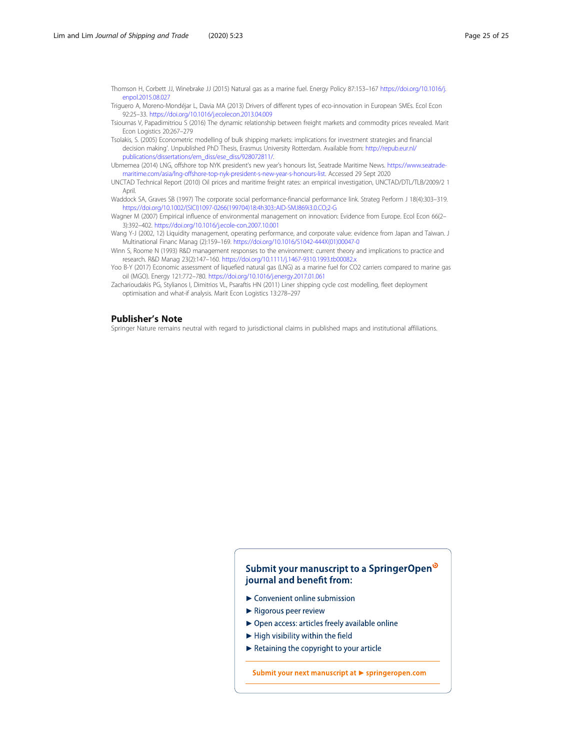Thomson H, Corbett JJ, Winebrake JJ (2015) Natural gas as a marine fuel. Energy Policy 87:153–167 https://doi.org/10.1016/j.enpol.2015.08.027

Triguero A, Moreno-Mondéjar L, Davia MA (2013) Drivers of different types of eco-innovation in European SMEs. Ecol Econ 92:25–33. https://doi.org/10.1016/j.ecolecon.2013.04.009

Tsiournas V, Papadimitriou S (2016) The dynamic relationship between freight markets and commodity prices revealed. Marit Econ Logistics 20:267–279

Tsolakis, S. (2005) Econometric modelling of bulk shipping markets: implications for investment strategies and financial decision making'. Unpublished PhD Thesis, Erasmus University Rotterdam. Available from: http://repub.eur.nl/publications/dissertations/em_diss/ese_diss/928072811/.

Ubmemea (2014) LNG, offshore top NYK president's new year's honours list, Seatrade Maritime News. https://www.seatrade-maritime.com/asia/lng-offshore-top-nyk-president-s-new-year-s-honours-list. Accessed 29 Sept 2020

UNCTAD Technical Report (2010) Oil prices and maritime freight rates: an empirical investigation, UNCTAD/DTL/TLB/2009/2 1 April.

Waddock SA, Graves SB (1997) The corporate social performance-financial performance link. Strateg Perform J 18(4):303–319. https://doi.org/10.1002/(SICI)1097-0266(199704)18:4h303::AID-SMJ869i3.0.CO;2-G

Wagner M (2007) Empirical influence of environmental management on innovation: Evidence from Europe. Ecol Econ 66(2–3):392–402. https://doi.org/10.1016/j.ecole-con.2007.10.001

Wang Y-J (2002, 12) Liquidity management, operating performance, and corporate value: evidence from Japan and Taiwan. J Multinational Financ Manag (2):159–169. https://doi.org/10.1016/S1042-444X(01)00047-0

Winn S, Roome N (1993) R&D management responses to the environment: current theory and implications to practice and research. R&D Manag 23(2):147–160. https://doi.org/10.1111/j.1467-9310.1993.tb00082.x

Yoo B-Y (2017) Economic assessment of liquefied natural gas (LNG) as a marine fuel for CO2 carriers compared to marine gas oil (MGO). Energy 121:772–780. https://doi.org/10.1016/j.energy.2017.01.061

Zacharioudakis PG, Stylianos I, Dimitrios VL, Psaraftis HN (2011) Liner shipping cycle cost modelling, fleet deployment optimisation and what-if analysis. Marit Econ Logistics 13:278–297

## Publisher's Note

Springer Nature remains neutral with regard to jurisdictional claims in published maps and institutional affiliations.

**Submit your manuscript to a SpringerOpen journal and benefit from:**

- ► Convenient online submission
- ► Rigorous peer review
- ► Open access: articles freely available online
- ► High visibility within the field
- ► Retaining the copyright to your article

**Submit your next manuscript at ► springeropen.com**